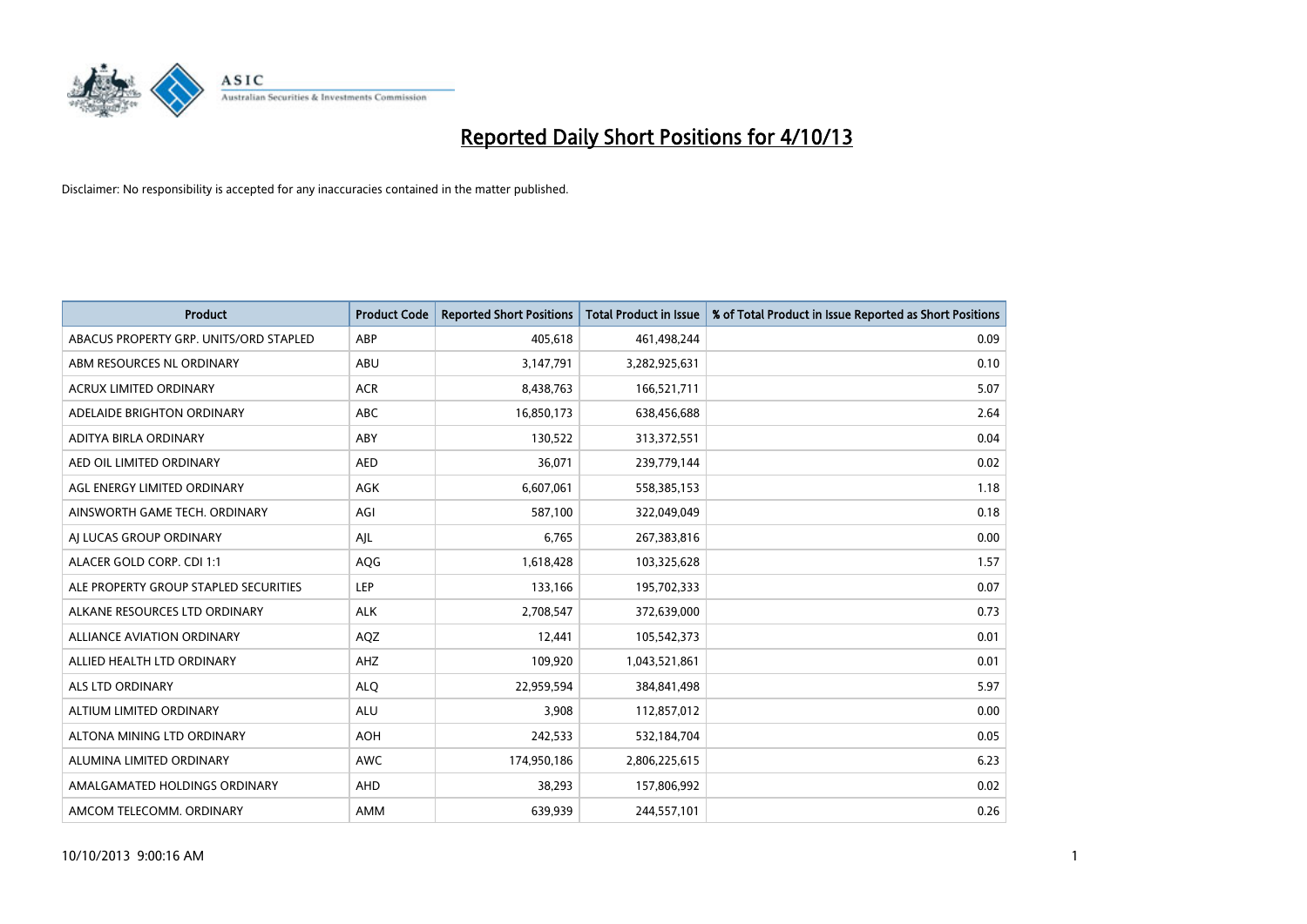# Reported Daily Short Positions for 4/10/13

Disclaimer: No responsibility is accepted for any inaccuracies contained in the matter published.

| Product | Product Code | Reported Short Positions | Total Product in Issue | % of Total Product in Issue Reported as Short Positions |
|---|---|---|---|---|
| ABACUS PROPERTY GRP. UNITS/ORD STAPLED | ABP | 405,618 | 461,498,244 | 0.09 |
| ABM RESOURCES NL ORDINARY | ABU | 3,147,791 | 3,282,925,631 | 0.10 |
| ACRUX LIMITED ORDINARY | ACR | 8,438,763 | 166,521,711 | 5.07 |
| ADELAIDE BRIGHTON ORDINARY | ABC | 16,850,173 | 638,456,688 | 2.64 |
| ADITYA BIRLA ORDINARY | ABY | 130,522 | 313,372,551 | 0.04 |
| AED OIL LIMITED ORDINARY | AED | 36,071 | 239,779,144 | 0.02 |
| AGL ENERGY LIMITED ORDINARY | AGK | 6,607,061 | 558,385,153 | 1.18 |
| AINSWORTH GAME TECH. ORDINARY | AGI | 587,100 | 322,049,049 | 0.18 |
| AJ LUCAS GROUP ORDINARY | AJL | 6,765 | 267,383,816 | 0.00 |
| ALACER GOLD CORP. CDI 1:1 | AQG | 1,618,428 | 103,325,628 | 1.57 |
| ALE PROPERTY GROUP STAPLED SECURITIES | LEP | 133,166 | 195,702,333 | 0.07 |
| ALKANE RESOURCES LTD ORDINARY | ALK | 2,708,547 | 372,639,000 | 0.73 |
| ALLIANCE AVIATION ORDINARY | AQZ | 12,441 | 105,542,373 | 0.01 |
| ALLIED HEALTH LTD ORDINARY | AHZ | 109,920 | 1,043,521,861 | 0.01 |
| ALS LTD ORDINARY | ALQ | 22,959,594 | 384,841,498 | 5.97 |
| ALTIUM LIMITED ORDINARY | ALU | 3,908 | 112,857,012 | 0.00 |
| ALTONA MINING LTD ORDINARY | AOH | 242,533 | 532,184,704 | 0.05 |
| ALUMINA LIMITED ORDINARY | AWC | 174,950,186 | 2,806,225,615 | 6.23 |
| AMALGAMATED HOLDINGS ORDINARY | AHD | 38,293 | 157,806,992 | 0.02 |
| AMCOM TELECOMM. ORDINARY | AMM | 639,939 | 244,557,101 | 0.26 |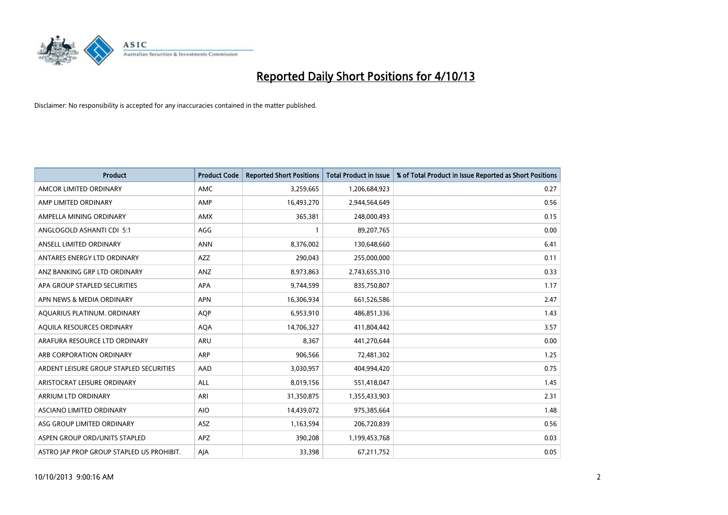# Reported Daily Short Positions for 4/10/13

Disclaimer: No responsibility is accepted for any inaccuracies contained in the matter published.

| Product | Product Code | Reported Short Positions | Total Product in Issue | % of Total Product in Issue Reported as Short Positions |
|---|---|---|---|---|
| AMCOR LIMITED ORDINARY | AMC | 3,259,665 | 1,206,684,923 | 0.27 |
| AMP LIMITED ORDINARY | AMP | 16,493,270 | 2,944,564,649 | 0.56 |
| AMPELLA MINING ORDINARY | AMX | 365,381 | 248,000,493 | 0.15 |
| ANGLOGOLD ASHANTI CDI 5:1 | AGG | 1 | 89,207,765 | 0.00 |
| ANSELL LIMITED ORDINARY | ANN | 8,376,002 | 130,648,660 | 6.41 |
| ANTARES ENERGY LTD ORDINARY | AZZ | 290,043 | 255,000,000 | 0.11 |
| ANZ BANKING GRP LTD ORDINARY | ANZ | 8,973,863 | 2,743,655,310 | 0.33 |
| APA GROUP STAPLED SECURITIES | APA | 9,744,599 | 835,750,807 | 1.17 |
| APN NEWS & MEDIA ORDINARY | APN | 16,306,934 | 661,526,586 | 2.47 |
| AQUARIUS PLATINUM. ORDINARY | AQP | 6,953,910 | 486,851,336 | 1.43 |
| AQUILA RESOURCES ORDINARY | AQA | 14,706,327 | 411,804,442 | 3.57 |
| ARAFURA RESOURCE LTD ORDINARY | ARU | 8,367 | 441,270,644 | 0.00 |
| ARB CORPORATION ORDINARY | ARP | 906,566 | 72,481,302 | 1.25 |
| ARDENT LEISURE GROUP STAPLED SECURITIES | AAD | 3,030,957 | 404,994,420 | 0.75 |
| ARISTOCRAT LEISURE ORDINARY | ALL | 8,019,156 | 551,418,047 | 1.45 |
| ARRIUM LTD ORDINARY | ARI | 31,350,875 | 1,355,433,903 | 2.31 |
| ASCIANO LIMITED ORDINARY | AIO | 14,439,072 | 975,385,664 | 1.48 |
| ASG GROUP LIMITED ORDINARY | ASZ | 1,163,594 | 206,720,839 | 0.56 |
| ASPEN GROUP ORD/UNITS STAPLED | APZ | 390,208 | 1,199,453,768 | 0.03 |
| ASTRO JAP PROP GROUP STAPLED US PROHIBIT. | AJA | 33,398 | 67,211,752 | 0.05 |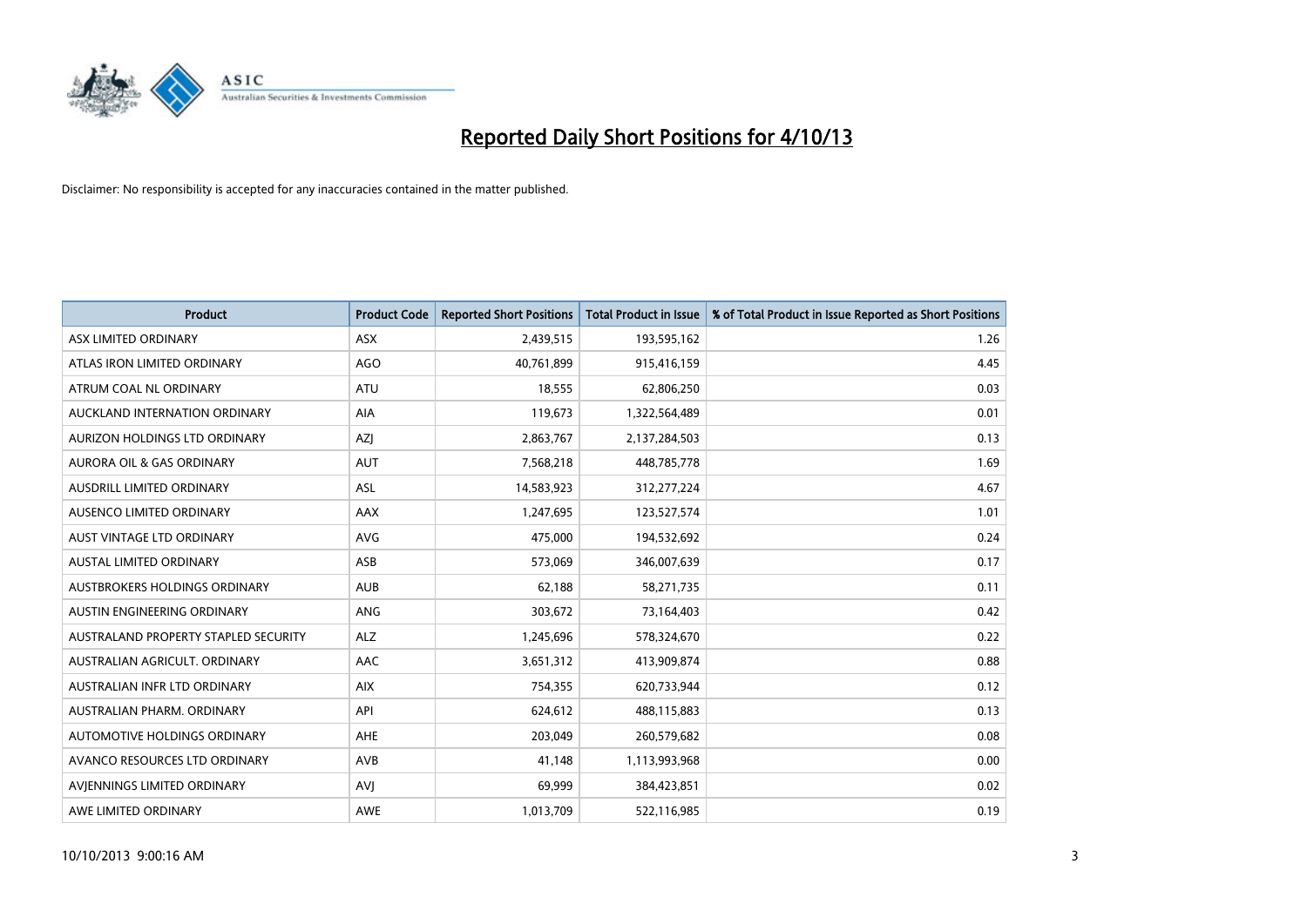# Reported Daily Short Positions for 4/10/13

Disclaimer: No responsibility is accepted for any inaccuracies contained in the matter published.

| Product | Product Code | Reported Short Positions | Total Product in Issue | % of Total Product in Issue Reported as Short Positions |
|---|---|---|---|---|
| ASX LIMITED ORDINARY | ASX | 2,439,515 | 193,595,162 | 1.26 |
| ATLAS IRON LIMITED ORDINARY | AGO | 40,761,899 | 915,416,159 | 4.45 |
| ATRUM COAL NL ORDINARY | ATU | 18,555 | 62,806,250 | 0.03 |
| AUCKLAND INTERNATION ORDINARY | AIA | 119,673 | 1,322,564,489 | 0.01 |
| AURIZON HOLDINGS LTD ORDINARY | AZJ | 2,863,767 | 2,137,284,503 | 0.13 |
| AURORA OIL & GAS ORDINARY | AUT | 7,568,218 | 448,785,778 | 1.69 |
| AUSDRILL LIMITED ORDINARY | ASL | 14,583,923 | 312,277,224 | 4.67 |
| AUSENCO LIMITED ORDINARY | AAX | 1,247,695 | 123,527,574 | 1.01 |
| AUST VINTAGE LTD ORDINARY | AVG | 475,000 | 194,532,692 | 0.24 |
| AUSTAL LIMITED ORDINARY | ASB | 573,069 | 346,007,639 | 0.17 |
| AUSTBROKERS HOLDINGS ORDINARY | AUB | 62,188 | 58,271,735 | 0.11 |
| AUSTIN ENGINEERING ORDINARY | ANG | 303,672 | 73,164,403 | 0.42 |
| AUSTRALAND PROPERTY STAPLED SECURITY | ALZ | 1,245,696 | 578,324,670 | 0.22 |
| AUSTRALIAN AGRICULT. ORDINARY | AAC | 3,651,312 | 413,909,874 | 0.88 |
| AUSTRALIAN INFR LTD ORDINARY | AIX | 754,355 | 620,733,944 | 0.12 |
| AUSTRALIAN PHARM. ORDINARY | API | 624,612 | 488,115,883 | 0.13 |
| AUTOMOTIVE HOLDINGS ORDINARY | AHE | 203,049 | 260,579,682 | 0.08 |
| AVANCO RESOURCES LTD ORDINARY | AVB | 41,148 | 1,113,993,968 | 0.00 |
| AVJENNINGS LIMITED ORDINARY | AVJ | 69,999 | 384,423,851 | 0.02 |
| AWE LIMITED ORDINARY | AWE | 1,013,709 | 522,116,985 | 0.19 |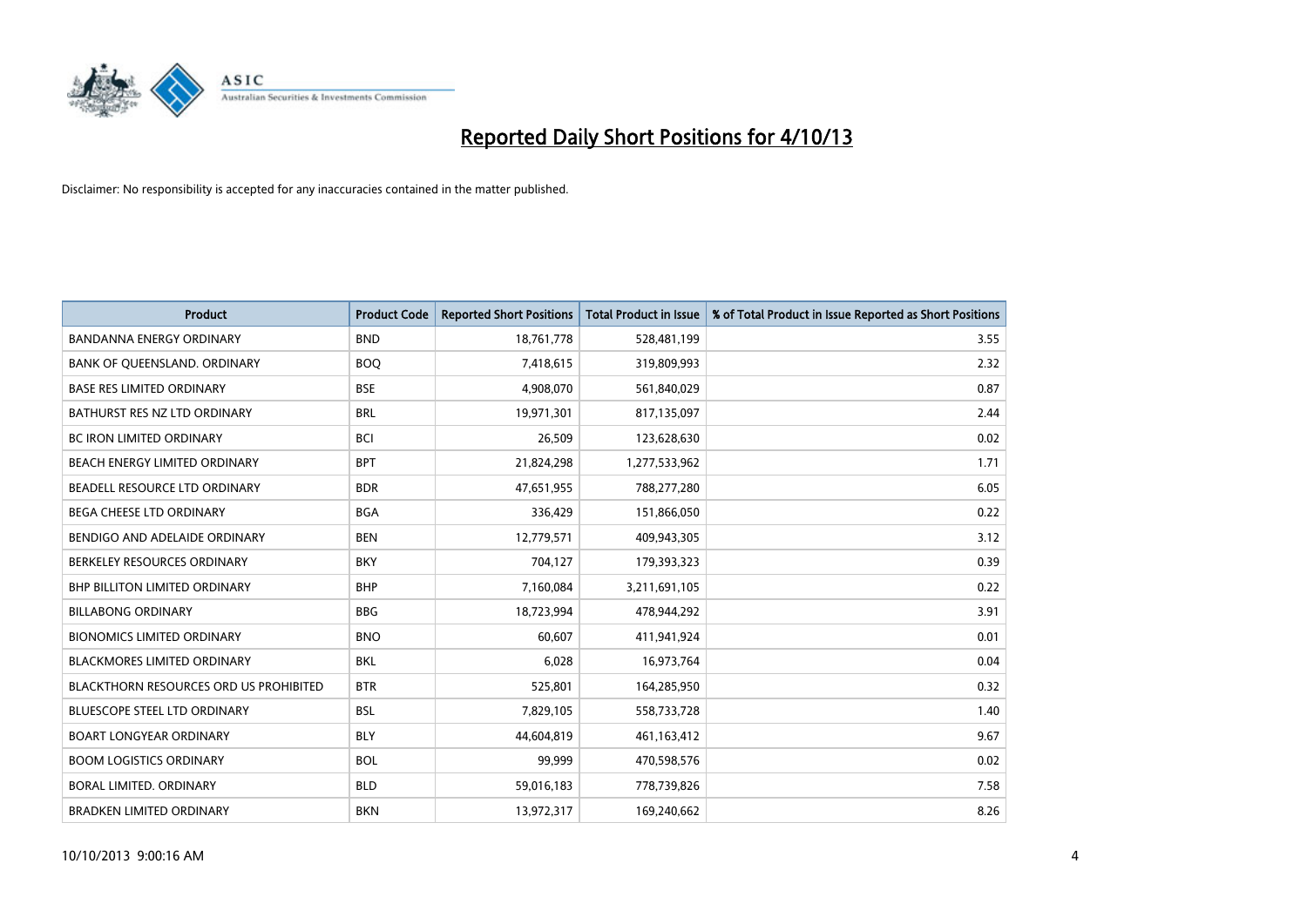# Reported Daily Short Positions for 4/10/13

Disclaimer: No responsibility is accepted for any inaccuracies contained in the matter published.

| Product | Product Code | Reported Short Positions | Total Product in Issue | % of Total Product in Issue Reported as Short Positions |
|---|---|---|---|---|
| BANDANNA ENERGY ORDINARY | BND | 18,761,778 | 528,481,199 | 3.55 |
| BANK OF QUEENSLAND. ORDINARY | BOQ | 7,418,615 | 319,809,993 | 2.32 |
| BASE RES LIMITED ORDINARY | BSE | 4,908,070 | 561,840,029 | 0.87 |
| BATHURST RES NZ LTD ORDINARY | BRL | 19,971,301 | 817,135,097 | 2.44 |
| BC IRON LIMITED ORDINARY | BCI | 26,509 | 123,628,630 | 0.02 |
| BEACH ENERGY LIMITED ORDINARY | BPT | 21,824,298 | 1,277,533,962 | 1.71 |
| BEADELL RESOURCE LTD ORDINARY | BDR | 47,651,955 | 788,277,280 | 6.05 |
| BEGA CHEESE LTD ORDINARY | BGA | 336,429 | 151,866,050 | 0.22 |
| BENDIGO AND ADELAIDE ORDINARY | BEN | 12,779,571 | 409,943,305 | 3.12 |
| BERKELEY RESOURCES ORDINARY | BKY | 704,127 | 179,393,323 | 0.39 |
| BHP BILLITON LIMITED ORDINARY | BHP | 7,160,084 | 3,211,691,105 | 0.22 |
| BILLABONG ORDINARY | BBG | 18,723,994 | 478,944,292 | 3.91 |
| BIONOMICS LIMITED ORDINARY | BNO | 60,607 | 411,941,924 | 0.01 |
| BLACKMORES LIMITED ORDINARY | BKL | 6,028 | 16,973,764 | 0.04 |
| BLACKTHORN RESOURCES ORD US PROHIBITED | BTR | 525,801 | 164,285,950 | 0.32 |
| BLUESCOPE STEEL LTD ORDINARY | BSL | 7,829,105 | 558,733,728 | 1.40 |
| BOART LONGYEAR ORDINARY | BLY | 44,604,819 | 461,163,412 | 9.67 |
| BOOM LOGISTICS ORDINARY | BOL | 99,999 | 470,598,576 | 0.02 |
| BORAL LIMITED. ORDINARY | BLD | 59,016,183 | 778,739,826 | 7.58 |
| BRADKEN LIMITED ORDINARY | BKN | 13,972,317 | 169,240,662 | 8.26 |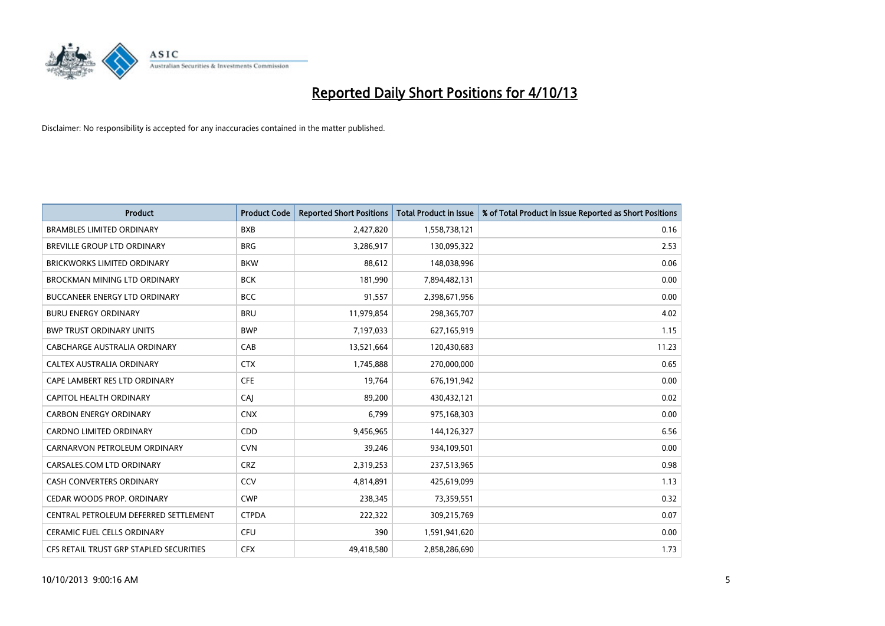# Reported Daily Short Positions for 4/10/13

Disclaimer: No responsibility is accepted for any inaccuracies contained in the matter published.

| Product | Product Code | Reported Short Positions | Total Product in Issue | % of Total Product in Issue Reported as Short Positions |
|---|---|---|---|---|
| BRAMBLES LIMITED ORDINARY | BXB | 2,427,820 | 1,558,738,121 | 0.16 |
| BREVILLE GROUP LTD ORDINARY | BRG | 3,286,917 | 130,095,322 | 2.53 |
| BRICKWORKS LIMITED ORDINARY | BKW | 88,612 | 148,038,996 | 0.06 |
| BROCKMAN MINING LTD ORDINARY | BCK | 181,990 | 7,894,482,131 | 0.00 |
| BUCCANEER ENERGY LTD ORDINARY | BCC | 91,557 | 2,398,671,956 | 0.00 |
| BURU ENERGY ORDINARY | BRU | 11,979,854 | 298,365,707 | 4.02 |
| BWP TRUST ORDINARY UNITS | BWP | 7,197,033 | 627,165,919 | 1.15 |
| CABCHARGE AUSTRALIA ORDINARY | CAB | 13,521,664 | 120,430,683 | 11.23 |
| CALTEX AUSTRALIA ORDINARY | CTX | 1,745,888 | 270,000,000 | 0.65 |
| CAPE LAMBERT RES LTD ORDINARY | CFE | 19,764 | 676,191,942 | 0.00 |
| CAPITOL HEALTH ORDINARY | CAJ | 89,200 | 430,432,121 | 0.02 |
| CARBON ENERGY ORDINARY | CNX | 6,799 | 975,168,303 | 0.00 |
| CARDNO LIMITED ORDINARY | CDD | 9,456,965 | 144,126,327 | 6.56 |
| CARNARVON PETROLEUM ORDINARY | CVN | 39,246 | 934,109,501 | 0.00 |
| CARSALES.COM LTD ORDINARY | CRZ | 2,319,253 | 237,513,965 | 0.98 |
| CASH CONVERTERS ORDINARY | CCV | 4,814,891 | 425,619,099 | 1.13 |
| CEDAR WOODS PROP. ORDINARY | CWP | 238,345 | 73,359,551 | 0.32 |
| CENTRAL PETROLEUM DEFERRED SETTLEMENT | CTPDA | 222,322 | 309,215,769 | 0.07 |
| CERAMIC FUEL CELLS ORDINARY | CFU | 390 | 1,591,941,620 | 0.00 |
| CFS RETAIL TRUST GRP STAPLED SECURITIES | CFX | 49,418,580 | 2,858,286,690 | 1.73 |

10/10/2013 9:00:16 AM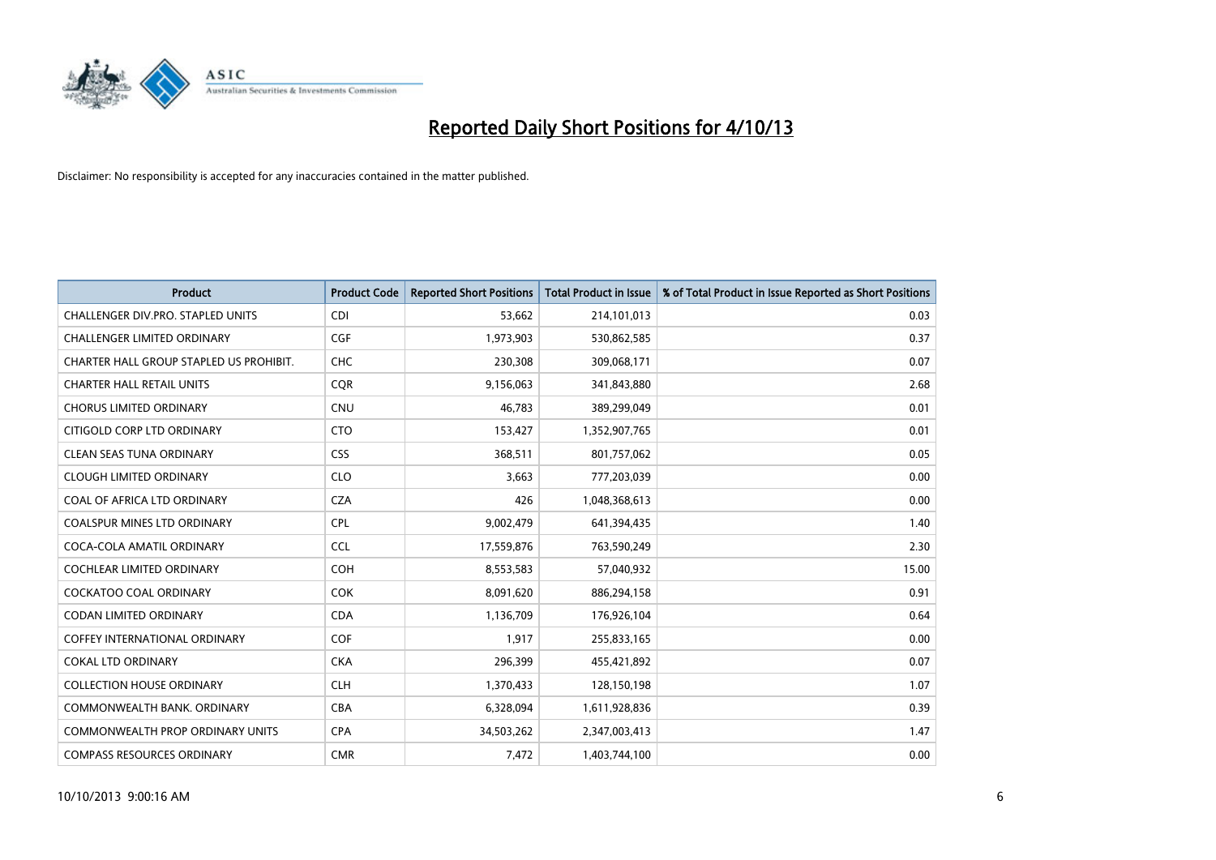# Reported Daily Short Positions for 4/10/13

Disclaimer: No responsibility is accepted for any inaccuracies contained in the matter published.

| Product | Product Code | Reported Short Positions | Total Product in Issue | % of Total Product in Issue Reported as Short Positions |
|---|---|---|---|---|
| CHALLENGER DIV.PRO. STAPLED UNITS | CDI | 53,662 | 214,101,013 | 0.03 |
| CHALLENGER LIMITED ORDINARY | CGF | 1,973,903 | 530,862,585 | 0.37 |
| CHARTER HALL GROUP STAPLED US PROHIBIT. | CHC | 230,308 | 309,068,171 | 0.07 |
| CHARTER HALL RETAIL UNITS | CQR | 9,156,063 | 341,843,880 | 2.68 |
| CHORUS LIMITED ORDINARY | CNU | 46,783 | 389,299,049 | 0.01 |
| CITIGOLD CORP LTD ORDINARY | CTO | 153,427 | 1,352,907,765 | 0.01 |
| CLEAN SEAS TUNA ORDINARY | CSS | 368,511 | 801,757,062 | 0.05 |
| CLOUGH LIMITED ORDINARY | CLO | 3,663 | 777,203,039 | 0.00 |
| COAL OF AFRICA LTD ORDINARY | CZA | 426 | 1,048,368,613 | 0.00 |
| COALSPUR MINES LTD ORDINARY | CPL | 9,002,479 | 641,394,435 | 1.40 |
| COCA-COLA AMATIL ORDINARY | CCL | 17,559,876 | 763,590,249 | 2.30 |
| COCHLEAR LIMITED ORDINARY | COH | 8,553,583 | 57,040,932 | 15.00 |
| COCKATOO COAL ORDINARY | COK | 8,091,620 | 886,294,158 | 0.91 |
| CODAN LIMITED ORDINARY | CDA | 1,136,709 | 176,926,104 | 0.64 |
| COFFEY INTERNATIONAL ORDINARY | COF | 1,917 | 255,833,165 | 0.00 |
| COKAL LTD ORDINARY | CKA | 296,399 | 455,421,892 | 0.07 |
| COLLECTION HOUSE ORDINARY | CLH | 1,370,433 | 128,150,198 | 1.07 |
| COMMONWEALTH BANK. ORDINARY | CBA | 6,328,094 | 1,611,928,836 | 0.39 |
| COMMONWEALTH PROP ORDINARY UNITS | CPA | 34,503,262 | 2,347,003,413 | 1.47 |
| COMPASS RESOURCES ORDINARY | CMR | 7,472 | 1,403,744,100 | 0.00 |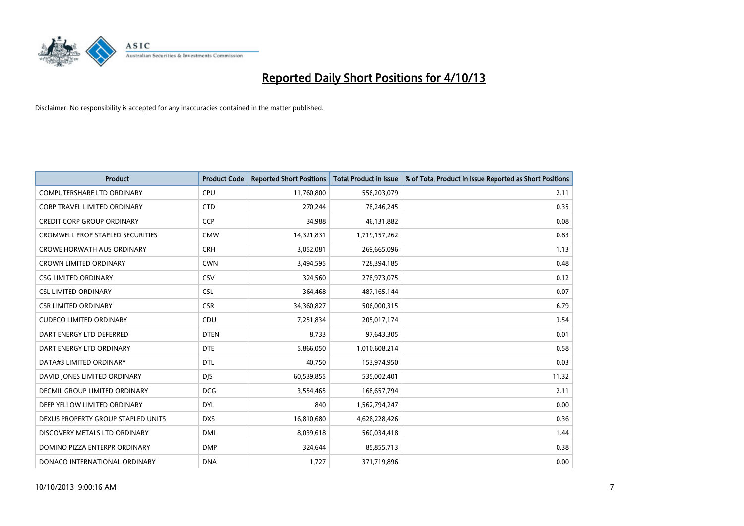# Reported Daily Short Positions for 4/10/13

Disclaimer: No responsibility is accepted for any inaccuracies contained in the matter published.

| Product | Product Code | Reported Short Positions | Total Product in Issue | % of Total Product in Issue Reported as Short Positions |
|---|---|---|---|---|
| COMPUTERSHARE LTD ORDINARY | CPU | 11,760,800 | 556,203,079 | 2.11 |
| CORP TRAVEL LIMITED ORDINARY | CTD | 270,244 | 78,246,245 | 0.35 |
| CREDIT CORP GROUP ORDINARY | CCP | 34,988 | 46,131,882 | 0.08 |
| CROMWELL PROP STAPLED SECURITIES | CMW | 14,321,831 | 1,719,157,262 | 0.83 |
| CROWE HORWATH AUS ORDINARY | CRH | 3,052,081 | 269,665,096 | 1.13 |
| CROWN LIMITED ORDINARY | CWN | 3,494,595 | 728,394,185 | 0.48 |
| CSG LIMITED ORDINARY | CSV | 324,560 | 278,973,075 | 0.12 |
| CSL LIMITED ORDINARY | CSL | 364,468 | 487,165,144 | 0.07 |
| CSR LIMITED ORDINARY | CSR | 34,360,827 | 506,000,315 | 6.79 |
| CUDECO LIMITED ORDINARY | CDU | 7,251,834 | 205,017,174 | 3.54 |
| DART ENERGY LTD DEFERRED | DTEN | 8,733 | 97,643,305 | 0.01 |
| DART ENERGY LTD ORDINARY | DTE | 5,866,050 | 1,010,608,214 | 0.58 |
| DATA#3 LIMITED ORDINARY | DTL | 40,750 | 153,974,950 | 0.03 |
| DAVID JONES LIMITED ORDINARY | DJS | 60,539,855 | 535,002,401 | 11.32 |
| DECMIL GROUP LIMITED ORDINARY | DCG | 3,554,465 | 168,657,794 | 2.11 |
| DEEP YELLOW LIMITED ORDINARY | DYL | 840 | 1,562,794,247 | 0.00 |
| DEXUS PROPERTY GROUP STAPLED UNITS | DXS | 16,810,680 | 4,628,228,426 | 0.36 |
| DISCOVERY METALS LTD ORDINARY | DML | 8,039,618 | 560,034,418 | 1.44 |
| DOMINO PIZZA ENTERPR ORDINARY | DMP | 324,644 | 85,855,713 | 0.38 |
| DONACO INTERNATIONAL ORDINARY | DNA | 1,727 | 371,719,896 | 0.00 |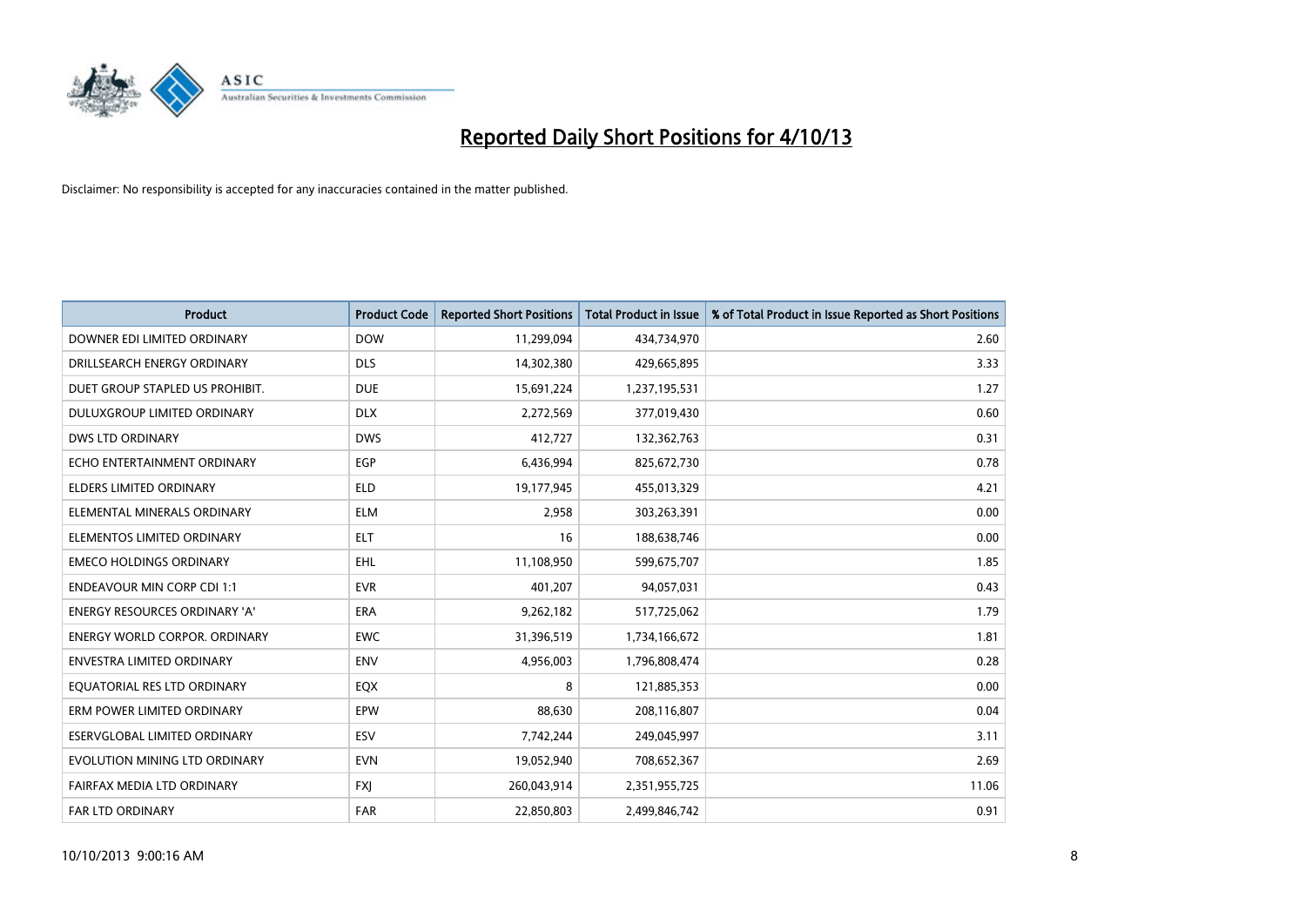# Reported Daily Short Positions for 4/10/13

Disclaimer: No responsibility is accepted for any inaccuracies contained in the matter published.

| Product | Product Code | Reported Short Positions | Total Product in Issue | % of Total Product in Issue Reported as Short Positions |
|---|---|---|---|---|
| DOWNER EDI LIMITED ORDINARY | DOW | 11,299,094 | 434,734,970 | 2.60 |
| DRILLSEARCH ENERGY ORDINARY | DLS | 14,302,380 | 429,665,895 | 3.33 |
| DUET GROUP STAPLED US PROHIBIT. | DUE | 15,691,224 | 1,237,195,531 | 1.27 |
| DULUXGROUP LIMITED ORDINARY | DLX | 2,272,569 | 377,019,430 | 0.60 |
| DWS LTD ORDINARY | DWS | 412,727 | 132,362,763 | 0.31 |
| ECHO ENTERTAINMENT ORDINARY | EGP | 6,436,994 | 825,672,730 | 0.78 |
| ELDERS LIMITED ORDINARY | ELD | 19,177,945 | 455,013,329 | 4.21 |
| ELEMENTAL MINERALS ORDINARY | ELM | 2,958 | 303,263,391 | 0.00 |
| ELEMENTOS LIMITED ORDINARY | ELT | 16 | 188,638,746 | 0.00 |
| EMECO HOLDINGS ORDINARY | EHL | 11,108,950 | 599,675,707 | 1.85 |
| ENDEAVOUR MIN CORP CDI 1:1 | EVR | 401,207 | 94,057,031 | 0.43 |
| ENERGY RESOURCES ORDINARY 'A' | ERA | 9,262,182 | 517,725,062 | 1.79 |
| ENERGY WORLD CORPOR. ORDINARY | EWC | 31,396,519 | 1,734,166,672 | 1.81 |
| ENVESTRA LIMITED ORDINARY | ENV | 4,956,003 | 1,796,808,474 | 0.28 |
| EQUATORIAL RES LTD ORDINARY | EQX | 8 | 121,885,353 | 0.00 |
| ERM POWER LIMITED ORDINARY | EPW | 88,630 | 208,116,807 | 0.04 |
| ESERVGLOBAL LIMITED ORDINARY | ESV | 7,742,244 | 249,045,997 | 3.11 |
| EVOLUTION MINING LTD ORDINARY | EVN | 19,052,940 | 708,652,367 | 2.69 |
| FAIRFAX MEDIA LTD ORDINARY | FXJ | 260,043,914 | 2,351,955,725 | 11.06 |
| FAR LTD ORDINARY | FAR | 22,850,803 | 2,499,846,742 | 0.91 |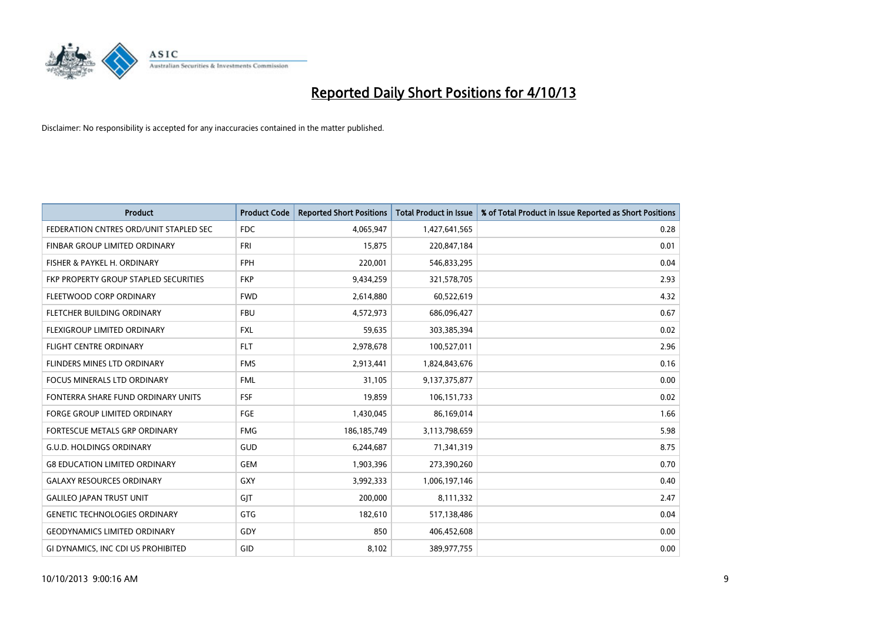# Reported Daily Short Positions for 4/10/13

Disclaimer: No responsibility is accepted for any inaccuracies contained in the matter published.

| Product | Product Code | Reported Short Positions | Total Product in Issue | % of Total Product in Issue Reported as Short Positions |
|---|---|---|---|---|
| FEDERATION CNTRES ORD/UNIT STAPLED SEC | FDC | 4,065,947 | 1,427,641,565 | 0.28 |
| FINBAR GROUP LIMITED ORDINARY | FRI | 15,875 | 220,847,184 | 0.01 |
| FISHER & PAYKEL H. ORDINARY | FPH | 220,001 | 546,833,295 | 0.04 |
| FKP PROPERTY GROUP STAPLED SECURITIES | FKP | 9,434,259 | 321,578,705 | 2.93 |
| FLEETWOOD CORP ORDINARY | FWD | 2,614,880 | 60,522,619 | 4.32 |
| FLETCHER BUILDING ORDINARY | FBU | 4,572,973 | 686,096,427 | 0.67 |
| FLEXIGROUP LIMITED ORDINARY | FXL | 59,635 | 303,385,394 | 0.02 |
| FLIGHT CENTRE ORDINARY | FLT | 2,978,678 | 100,527,011 | 2.96 |
| FLINDERS MINES LTD ORDINARY | FMS | 2,913,441 | 1,824,843,676 | 0.16 |
| FOCUS MINERALS LTD ORDINARY | FML | 31,105 | 9,137,375,877 | 0.00 |
| FONTERRA SHARE FUND ORDINARY UNITS | FSF | 19,859 | 106,151,733 | 0.02 |
| FORGE GROUP LIMITED ORDINARY | FGE | 1,430,045 | 86,169,014 | 1.66 |
| FORTESCUE METALS GRP ORDINARY | FMG | 186,185,749 | 3,113,798,659 | 5.98 |
| G.U.D. HOLDINGS ORDINARY | GUD | 6,244,687 | 71,341,319 | 8.75 |
| G8 EDUCATION LIMITED ORDINARY | GEM | 1,903,396 | 273,390,260 | 0.70 |
| GALAXY RESOURCES ORDINARY | GXY | 3,992,333 | 1,006,197,146 | 0.40 |
| GALILEO JAPAN TRUST UNIT | GJT | 200,000 | 8,111,332 | 2.47 |
| GENETIC TECHNOLOGIES ORDINARY | GTG | 182,610 | 517,138,486 | 0.04 |
| GEODYNAMICS LIMITED ORDINARY | GDY | 850 | 406,452,608 | 0.00 |
| GI DYNAMICS, INC CDI US PROHIBITED | GID | 8,102 | 389,977,755 | 0.00 |

10/10/2013 9:00:16 AM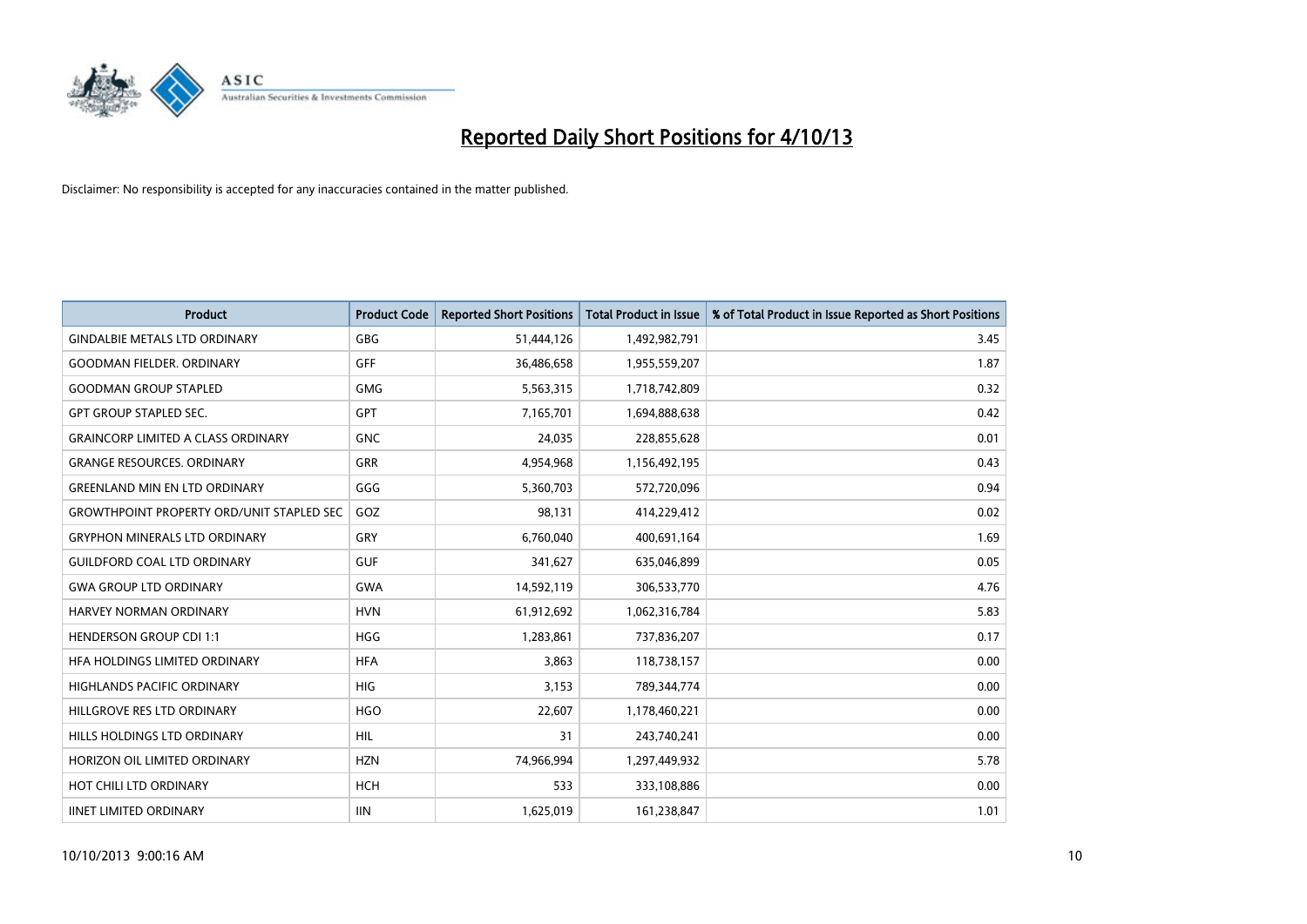# Reported Daily Short Positions for 4/10/13

Disclaimer: No responsibility is accepted for any inaccuracies contained in the matter published.

| Product | Product Code | Reported Short Positions | Total Product in Issue | % of Total Product in Issue Reported as Short Positions |
|---|---|---|---|---|
| GINDALBIE METALS LTD ORDINARY | GBG | 51,444,126 | 1,492,982,791 | 3.45 |
| GOODMAN FIELDER. ORDINARY | GFF | 36,486,658 | 1,955,559,207 | 1.87 |
| GOODMAN GROUP STAPLED | GMG | 5,563,315 | 1,718,742,809 | 0.32 |
| GPT GROUP STAPLED SEC. | GPT | 7,165,701 | 1,694,888,638 | 0.42 |
| GRAINCORP LIMITED A CLASS ORDINARY | GNC | 24,035 | 228,855,628 | 0.01 |
| GRANGE RESOURCES. ORDINARY | GRR | 4,954,968 | 1,156,492,195 | 0.43 |
| GREENLAND MIN EN LTD ORDINARY | GGG | 5,360,703 | 572,720,096 | 0.94 |
| GROWTHPOINT PROPERTY ORD/UNIT STAPLED SEC | GOZ | 98,131 | 414,229,412 | 0.02 |
| GRYPHON MINERALS LTD ORDINARY | GRY | 6,760,040 | 400,691,164 | 1.69 |
| GUILDFORD COAL LTD ORDINARY | GUF | 341,627 | 635,046,899 | 0.05 |
| GWA GROUP LTD ORDINARY | GWA | 14,592,119 | 306,533,770 | 4.76 |
| HARVEY NORMAN ORDINARY | HVN | 61,912,692 | 1,062,316,784 | 5.83 |
| HENDERSON GROUP CDI 1:1 | HGG | 1,283,861 | 737,836,207 | 0.17 |
| HFA HOLDINGS LIMITED ORDINARY | HFA | 3,863 | 118,738,157 | 0.00 |
| HIGHLANDS PACIFIC ORDINARY | HIG | 3,153 | 789,344,774 | 0.00 |
| HILLGROVE RES LTD ORDINARY | HGO | 22,607 | 1,178,460,221 | 0.00 |
| HILLS HOLDINGS LTD ORDINARY | HIL | 31 | 243,740,241 | 0.00 |
| HORIZON OIL LIMITED ORDINARY | HZN | 74,966,994 | 1,297,449,932 | 5.78 |
| HOT CHILI LTD ORDINARY | HCH | 533 | 333,108,886 | 0.00 |
| IINET LIMITED ORDINARY | IIN | 1,625,019 | 161,238,847 | 1.01 |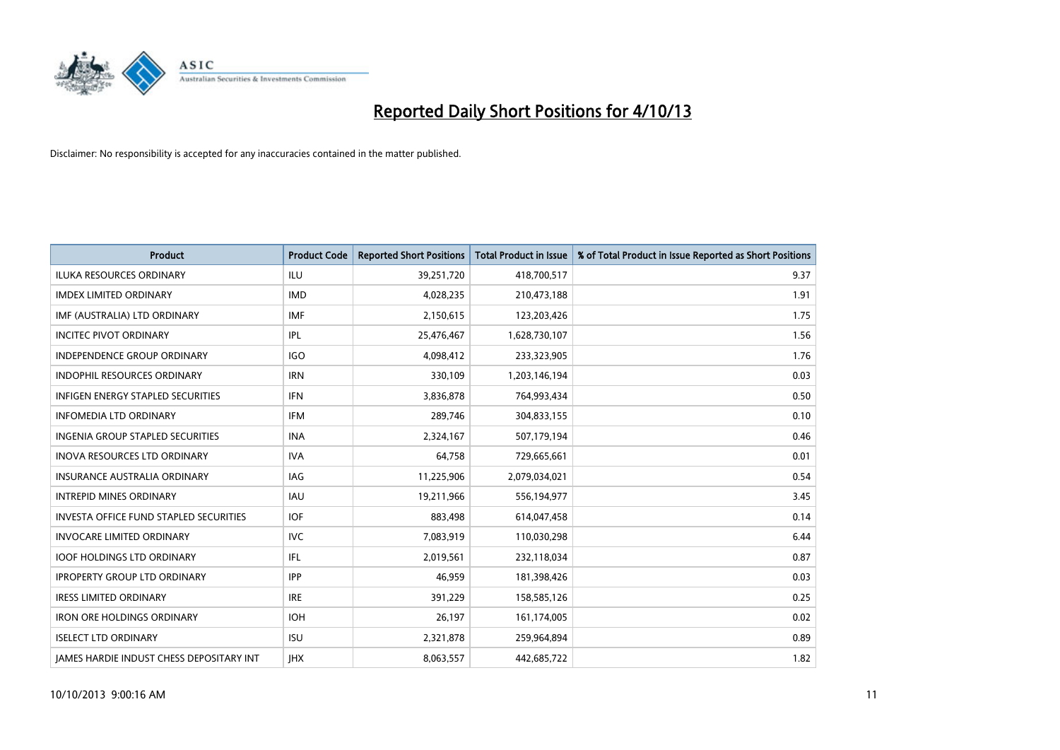# Reported Daily Short Positions for 4/10/13

Disclaimer: No responsibility is accepted for any inaccuracies contained in the matter published.

| Product | Product Code | Reported Short Positions | Total Product in Issue | % of Total Product in Issue Reported as Short Positions |
|---|---|---|---|---|
| ILUKA RESOURCES ORDINARY | ILU | 39,251,720 | 418,700,517 | 9.37 |
| IMDEX LIMITED ORDINARY | IMD | 4,028,235 | 210,473,188 | 1.91 |
| IMF (AUSTRALIA) LTD ORDINARY | IMF | 2,150,615 | 123,203,426 | 1.75 |
| INCITEC PIVOT ORDINARY | IPL | 25,476,467 | 1,628,730,107 | 1.56 |
| INDEPENDENCE GROUP ORDINARY | IGO | 4,098,412 | 233,323,905 | 1.76 |
| INDOPHIL RESOURCES ORDINARY | IRN | 330,109 | 1,203,146,194 | 0.03 |
| INFIGEN ENERGY STAPLED SECURITIES | IFN | 3,836,878 | 764,993,434 | 0.50 |
| INFOMEDIA LTD ORDINARY | IFM | 289,746 | 304,833,155 | 0.10 |
| INGENIA GROUP STAPLED SECURITIES | INA | 2,324,167 | 507,179,194 | 0.46 |
| INOVA RESOURCES LTD ORDINARY | IVA | 64,758 | 729,665,661 | 0.01 |
| INSURANCE AUSTRALIA ORDINARY | IAG | 11,225,906 | 2,079,034,021 | 0.54 |
| INTREPID MINES ORDINARY | IAU | 19,211,966 | 556,194,977 | 3.45 |
| INVESTA OFFICE FUND STAPLED SECURITIES | IOF | 883,498 | 614,047,458 | 0.14 |
| INVOCARE LIMITED ORDINARY | IVC | 7,083,919 | 110,030,298 | 6.44 |
| IOOF HOLDINGS LTD ORDINARY | IFL | 2,019,561 | 232,118,034 | 0.87 |
| IPROPERTY GROUP LTD ORDINARY | IPP | 46,959 | 181,398,426 | 0.03 |
| IRESS LIMITED ORDINARY | IRE | 391,229 | 158,585,126 | 0.25 |
| IRON ORE HOLDINGS ORDINARY | IOH | 26,197 | 161,174,005 | 0.02 |
| ISELECT LTD ORDINARY | ISU | 2,321,878 | 259,964,894 | 0.89 |
| JAMES HARDIE INDUST CHESS DEPOSITARY INT | JHX | 8,063,557 | 442,685,722 | 1.82 |

10/10/2013 9:00:16 AM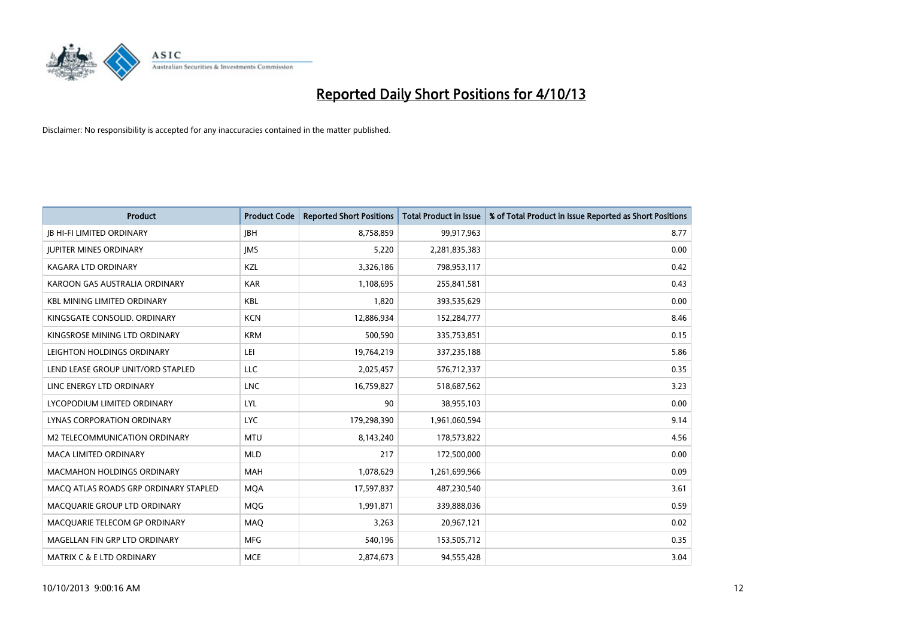# Reported Daily Short Positions for 4/10/13

Disclaimer: No responsibility is accepted for any inaccuracies contained in the matter published.

| Product | Product Code | Reported Short Positions | Total Product in Issue | % of Total Product in Issue Reported as Short Positions |
|---|---|---|---|---|
| JB HI-FI LIMITED ORDINARY | JBH | 8,758,859 | 99,917,963 | 8.77 |
| JUPITER MINES ORDINARY | JMS | 5,220 | 2,281,835,383 | 0.00 |
| KAGARA LTD ORDINARY | KZL | 3,326,186 | 798,953,117 | 0.42 |
| KAROON GAS AUSTRALIA ORDINARY | KAR | 1,108,695 | 255,841,581 | 0.43 |
| KBL MINING LIMITED ORDINARY | KBL | 1,820 | 393,535,629 | 0.00 |
| KINGSGATE CONSOLID. ORDINARY | KCN | 12,886,934 | 152,284,777 | 8.46 |
| KINGSROSE MINING LTD ORDINARY | KRM | 500,590 | 335,753,851 | 0.15 |
| LEIGHTON HOLDINGS ORDINARY | LEI | 19,764,219 | 337,235,188 | 5.86 |
| LEND LEASE GROUP UNIT/ORD STAPLED | LLC | 2,025,457 | 576,712,337 | 0.35 |
| LINC ENERGY LTD ORDINARY | LNC | 16,759,827 | 518,687,562 | 3.23 |
| LYCOPODIUM LIMITED ORDINARY | LYL | 90 | 38,955,103 | 0.00 |
| LYNAS CORPORATION ORDINARY | LYC | 179,298,390 | 1,961,060,594 | 9.14 |
| M2 TELECOMMUNICATION ORDINARY | MTU | 8,143,240 | 178,573,822 | 4.56 |
| MACA LIMITED ORDINARY | MLD | 217 | 172,500,000 | 0.00 |
| MACMAHON HOLDINGS ORDINARY | MAH | 1,078,629 | 1,261,699,966 | 0.09 |
| MACQ ATLAS ROADS GRP ORDINARY STAPLED | MQA | 17,597,837 | 487,230,540 | 3.61 |
| MACQUARIE GROUP LTD ORDINARY | MQG | 1,991,871 | 339,888,036 | 0.59 |
| MACQUARIE TELECOM GP ORDINARY | MAQ | 3,263 | 20,967,121 | 0.02 |
| MAGELLAN FIN GRP LTD ORDINARY | MFG | 540,196 | 153,505,712 | 0.35 |
| MATRIX C & E LTD ORDINARY | MCE | 2,874,673 | 94,555,428 | 3.04 |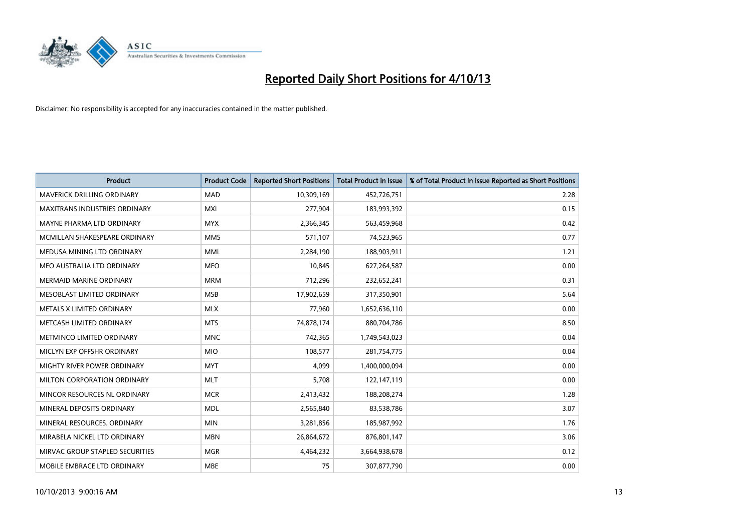# Reported Daily Short Positions for 4/10/13

Disclaimer: No responsibility is accepted for any inaccuracies contained in the matter published.

| Product | Product Code | Reported Short Positions | Total Product in Issue | % of Total Product in Issue Reported as Short Positions |
|---|---|---|---|---|
| MAVERICK DRILLING ORDINARY | MAD | 10,309,169 | 452,726,751 | 2.28 |
| MAXITRANS INDUSTRIES ORDINARY | MXI | 277,904 | 183,993,392 | 0.15 |
| MAYNE PHARMA LTD ORDINARY | MYX | 2,366,345 | 563,459,968 | 0.42 |
| MCMILLAN SHAKESPEARE ORDINARY | MMS | 571,107 | 74,523,965 | 0.77 |
| MEDUSA MINING LTD ORDINARY | MML | 2,284,190 | 188,903,911 | 1.21 |
| MEO AUSTRALIA LTD ORDINARY | MEO | 10,845 | 627,264,587 | 0.00 |
| MERMAID MARINE ORDINARY | MRM | 712,296 | 232,652,241 | 0.31 |
| MESOBLAST LIMITED ORDINARY | MSB | 17,902,659 | 317,350,901 | 5.64 |
| METALS X LIMITED ORDINARY | MLX | 77,960 | 1,652,636,110 | 0.00 |
| METCASH LIMITED ORDINARY | MTS | 74,878,174 | 880,704,786 | 8.50 |
| METMINCO LIMITED ORDINARY | MNC | 742,365 | 1,749,543,023 | 0.04 |
| MICLYN EXP OFFSHR ORDINARY | MIO | 108,577 | 281,754,775 | 0.04 |
| MIGHTY RIVER POWER ORDINARY | MYT | 4,099 | 1,400,000,094 | 0.00 |
| MILTON CORPORATION ORDINARY | MLT | 5,708 | 122,147,119 | 0.00 |
| MINCOR RESOURCES NL ORDINARY | MCR | 2,413,432 | 188,208,274 | 1.28 |
| MINERAL DEPOSITS ORDINARY | MDL | 2,565,840 | 83,538,786 | 3.07 |
| MINERAL RESOURCES. ORDINARY | MIN | 3,281,856 | 185,987,992 | 1.76 |
| MIRABELA NICKEL LTD ORDINARY | MBN | 26,864,672 | 876,801,147 | 3.06 |
| MIRVAC GROUP STAPLED SECURITIES | MGR | 4,464,232 | 3,664,938,678 | 0.12 |
| MOBILE EMBRACE LTD ORDINARY | MBE | 75 | 307,877,790 | 0.00 |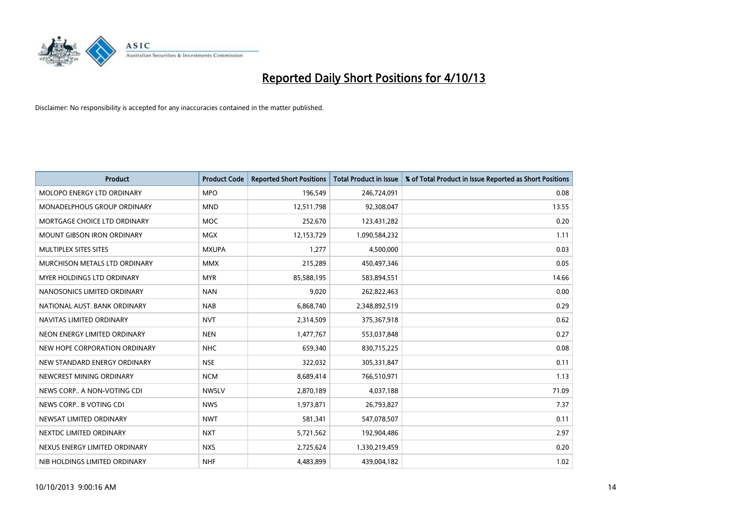# Reported Daily Short Positions for 4/10/13

Disclaimer: No responsibility is accepted for any inaccuracies contained in the matter published.

| Product | Product Code | Reported Short Positions | Total Product in Issue | % of Total Product in Issue Reported as Short Positions |
|---|---|---|---|---|
| MOLOPO ENERGY LTD ORDINARY | MPO | 196,549 | 246,724,091 | 0.08 |
| MONADELPHOUS GROUP ORDINARY | MND | 12,511,798 | 92,308,047 | 13.55 |
| MORTGAGE CHOICE LTD ORDINARY | MOC | 252,670 | 123,431,282 | 0.20 |
| MOUNT GIBSON IRON ORDINARY | MGX | 12,153,729 | 1,090,584,232 | 1.11 |
| MULTIPLEX SITES SITES | MXUPA | 1,277 | 4,500,000 | 0.03 |
| MURCHISON METALS LTD ORDINARY | MMX | 215,289 | 450,497,346 | 0.05 |
| MYER HOLDINGS LTD ORDINARY | MYR | 85,588,195 | 583,894,551 | 14.66 |
| NANOSONICS LIMITED ORDINARY | NAN | 9,020 | 262,822,463 | 0.00 |
| NATIONAL AUST. BANK ORDINARY | NAB | 6,868,740 | 2,348,892,519 | 0.29 |
| NAVITAS LIMITED ORDINARY | NVT | 2,314,509 | 375,367,918 | 0.62 |
| NEON ENERGY LIMITED ORDINARY | NEN | 1,477,767 | 553,037,848 | 0.27 |
| NEW HOPE CORPORATION ORDINARY | NHC | 659,340 | 830,715,225 | 0.08 |
| NEW STANDARD ENERGY ORDINARY | NSE | 322,032 | 305,331,847 | 0.11 |
| NEWCREST MINING ORDINARY | NCM | 8,689,414 | 766,510,971 | 1.13 |
| NEWS CORP.. A NON-VOTING CDI | NWSLV | 2,870,189 | 4,037,188 | 71.09 |
| NEWS CORP.. B VOTING CDI | NWS | 1,973,871 | 26,793,827 | 7.37 |
| NEWSAT LIMITED ORDINARY | NWT | 581,341 | 547,078,507 | 0.11 |
| NEXTDC LIMITED ORDINARY | NXT | 5,721,562 | 192,904,486 | 2.97 |
| NEXUS ENERGY LIMITED ORDINARY | NXS | 2,725,624 | 1,330,219,459 | 0.20 |
| NIB HOLDINGS LIMITED ORDINARY | NHF | 4,483,899 | 439,004,182 | 1.02 |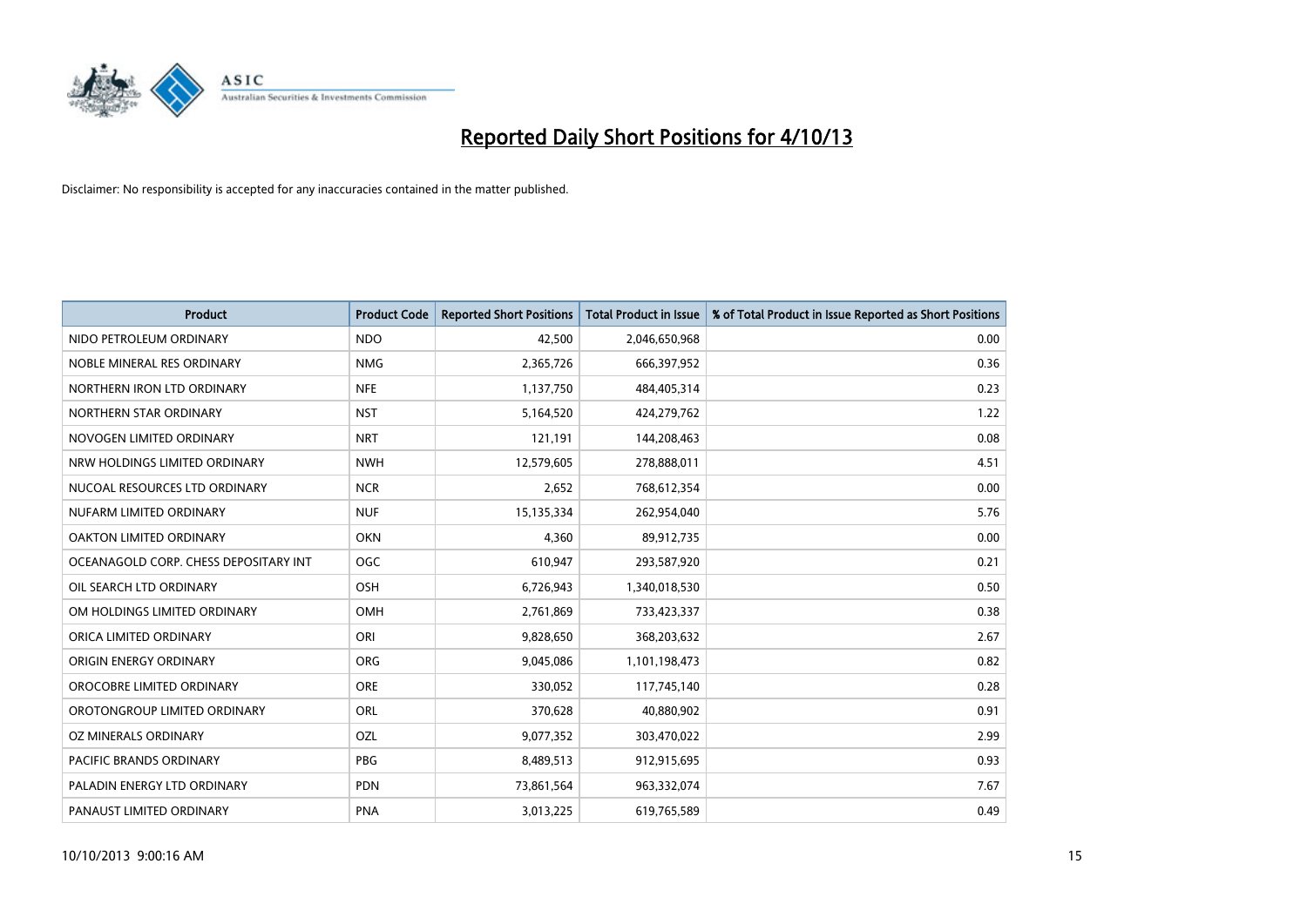# Reported Daily Short Positions for 4/10/13

Disclaimer: No responsibility is accepted for any inaccuracies contained in the matter published.

| Product | Product Code | Reported Short Positions | Total Product in Issue | % of Total Product in Issue Reported as Short Positions |
|---|---|---|---|---|
| NIDO PETROLEUM ORDINARY | NDO | 42,500 | 2,046,650,968 | 0.00 |
| NOBLE MINERAL RES ORDINARY | NMG | 2,365,726 | 666,397,952 | 0.36 |
| NORTHERN IRON LTD ORDINARY | NFE | 1,137,750 | 484,405,314 | 0.23 |
| NORTHERN STAR ORDINARY | NST | 5,164,520 | 424,279,762 | 1.22 |
| NOVOGEN LIMITED ORDINARY | NRT | 121,191 | 144,208,463 | 0.08 |
| NRW HOLDINGS LIMITED ORDINARY | NWH | 12,579,605 | 278,888,011 | 4.51 |
| NUCOAL RESOURCES LTD ORDINARY | NCR | 2,652 | 768,612,354 | 0.00 |
| NUFARM LIMITED ORDINARY | NUF | 15,135,334 | 262,954,040 | 5.76 |
| OAKTON LIMITED ORDINARY | OKN | 4,360 | 89,912,735 | 0.00 |
| OCEANAGOLD CORP. CHESS DEPOSITARY INT | OGC | 610,947 | 293,587,920 | 0.21 |
| OIL SEARCH LTD ORDINARY | OSH | 6,726,943 | 1,340,018,530 | 0.50 |
| OM HOLDINGS LIMITED ORDINARY | OMH | 2,761,869 | 733,423,337 | 0.38 |
| ORICA LIMITED ORDINARY | ORI | 9,828,650 | 368,203,632 | 2.67 |
| ORIGIN ENERGY ORDINARY | ORG | 9,045,086 | 1,101,198,473 | 0.82 |
| OROCOBRE LIMITED ORDINARY | ORE | 330,052 | 117,745,140 | 0.28 |
| OROTONGROUP LIMITED ORDINARY | ORL | 370,628 | 40,880,902 | 0.91 |
| OZ MINERALS ORDINARY | OZL | 9,077,352 | 303,470,022 | 2.99 |
| PACIFIC BRANDS ORDINARY | PBG | 8,489,513 | 912,915,695 | 0.93 |
| PALADIN ENERGY LTD ORDINARY | PDN | 73,861,564 | 963,332,074 | 7.67 |
| PANAUST LIMITED ORDINARY | PNA | 3,013,225 | 619,765,589 | 0.49 |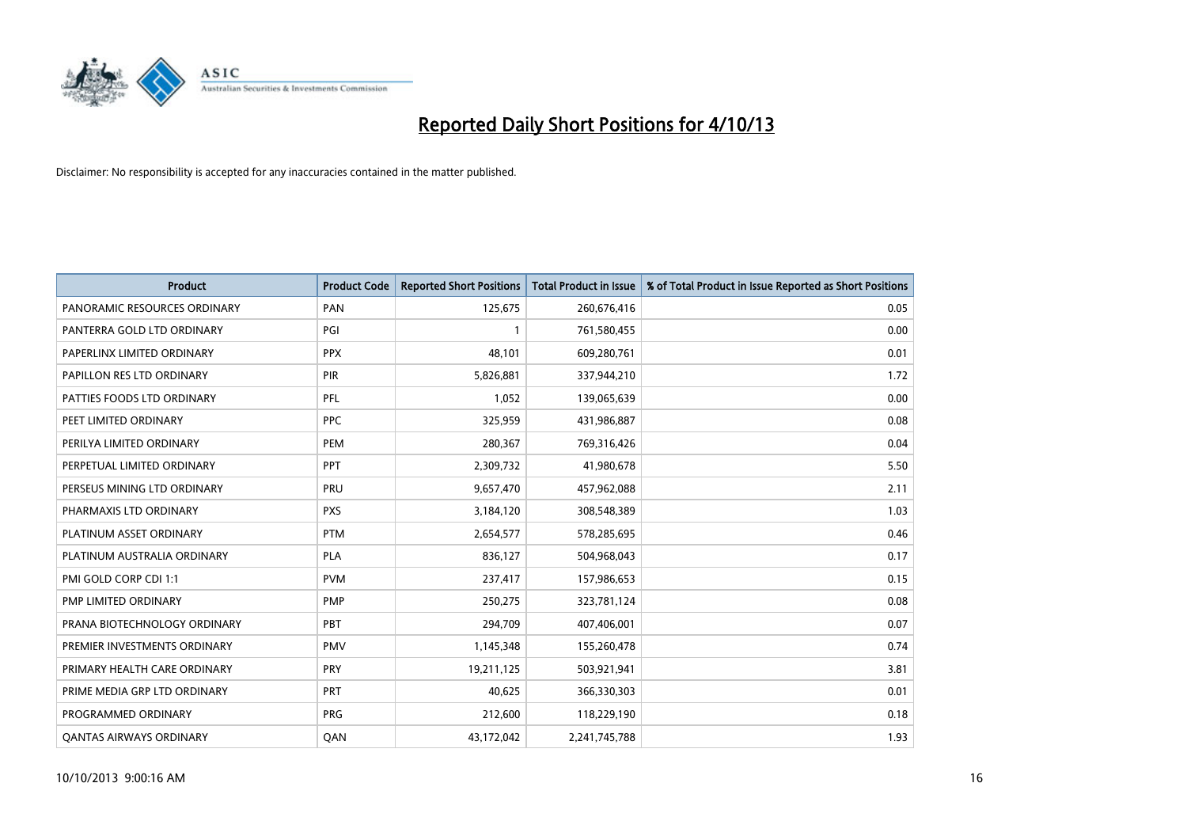# Reported Daily Short Positions for 4/10/13

Disclaimer: No responsibility is accepted for any inaccuracies contained in the matter published.

| Product | Product Code | Reported Short Positions | Total Product in Issue | % of Total Product in Issue Reported as Short Positions |
|---|---|---|---|---|
| PANORAMIC RESOURCES ORDINARY | PAN | 125,675 | 260,676,416 | 0.05 |
| PANTERRA GOLD LTD ORDINARY | PGI | 1 | 761,580,455 | 0.00 |
| PAPERLINX LIMITED ORDINARY | PPX | 48,101 | 609,280,761 | 0.01 |
| PAPILLON RES LTD ORDINARY | PIR | 5,826,881 | 337,944,210 | 1.72 |
| PATTIES FOODS LTD ORDINARY | PFL | 1,052 | 139,065,639 | 0.00 |
| PEET LIMITED ORDINARY | PPC | 325,959 | 431,986,887 | 0.08 |
| PERILYA LIMITED ORDINARY | PEM | 280,367 | 769,316,426 | 0.04 |
| PERPETUAL LIMITED ORDINARY | PPT | 2,309,732 | 41,980,678 | 5.50 |
| PERSEUS MINING LTD ORDINARY | PRU | 9,657,470 | 457,962,088 | 2.11 |
| PHARMAXIS LTD ORDINARY | PXS | 3,184,120 | 308,548,389 | 1.03 |
| PLATINUM ASSET ORDINARY | PTM | 2,654,577 | 578,285,695 | 0.46 |
| PLATINUM AUSTRALIA ORDINARY | PLA | 836,127 | 504,968,043 | 0.17 |
| PMI GOLD CORP CDI 1:1 | PVM | 237,417 | 157,986,653 | 0.15 |
| PMP LIMITED ORDINARY | PMP | 250,275 | 323,781,124 | 0.08 |
| PRANA BIOTECHNOLOGY ORDINARY | PBT | 294,709 | 407,406,001 | 0.07 |
| PREMIER INVESTMENTS ORDINARY | PMV | 1,145,348 | 155,260,478 | 0.74 |
| PRIMARY HEALTH CARE ORDINARY | PRY | 19,211,125 | 503,921,941 | 3.81 |
| PRIME MEDIA GRP LTD ORDINARY | PRT | 40,625 | 366,330,303 | 0.01 |
| PROGRAMMED ORDINARY | PRG | 212,600 | 118,229,190 | 0.18 |
| QANTAS AIRWAYS ORDINARY | QAN | 43,172,042 | 2,241,745,788 | 1.93 |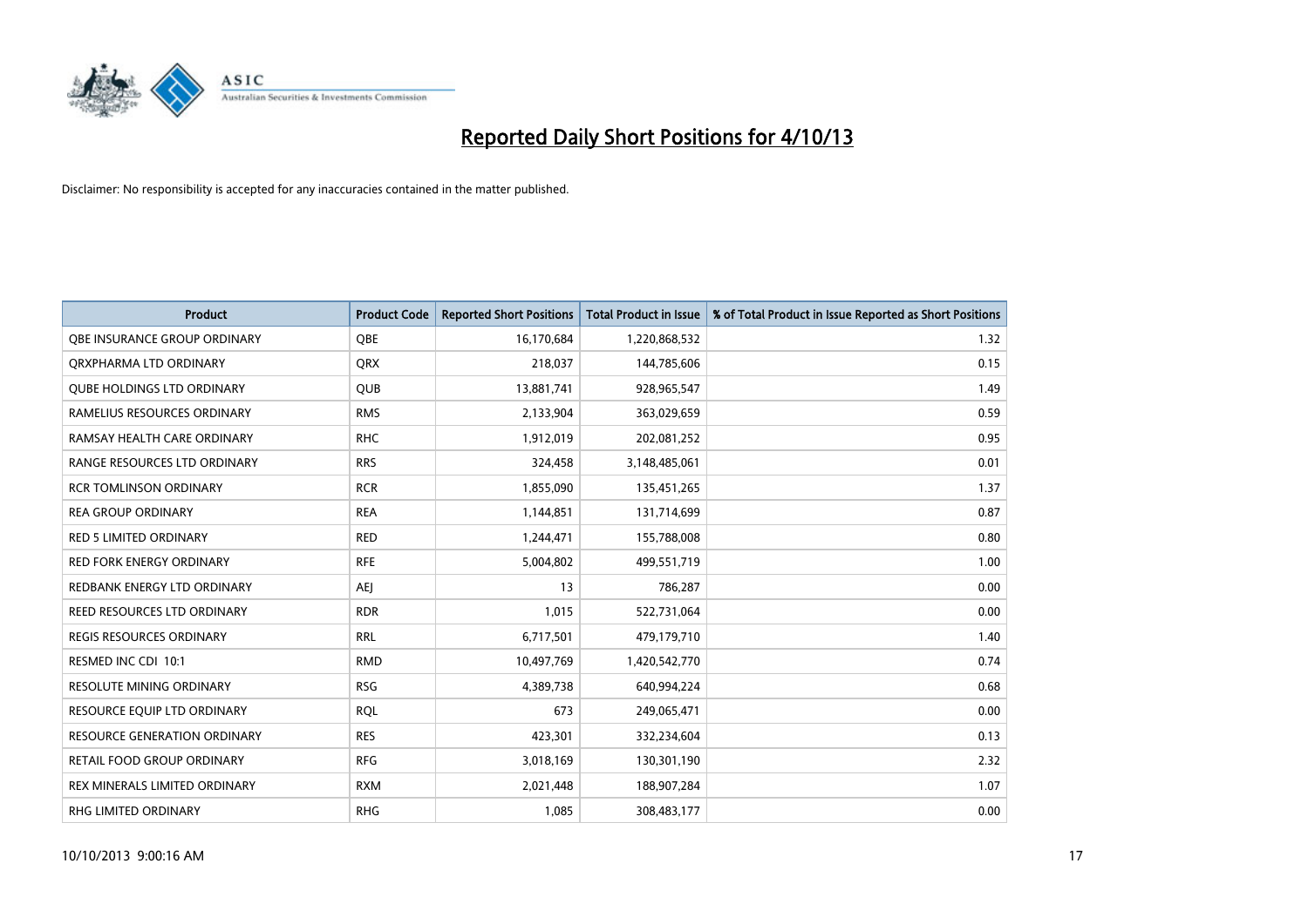# Reported Daily Short Positions for 4/10/13

Disclaimer: No responsibility is accepted for any inaccuracies contained in the matter published.

| Product | Product Code | Reported Short Positions | Total Product in Issue | % of Total Product in Issue Reported as Short Positions |
|---|---|---|---|---|
| QBE INSURANCE GROUP ORDINARY | QBE | 16,170,684 | 1,220,868,532 | 1.32 |
| QRXPHARMA LTD ORDINARY | QRX | 218,037 | 144,785,606 | 0.15 |
| QUBE HOLDINGS LTD ORDINARY | QUB | 13,881,741 | 928,965,547 | 1.49 |
| RAMELIUS RESOURCES ORDINARY | RMS | 2,133,904 | 363,029,659 | 0.59 |
| RAMSAY HEALTH CARE ORDINARY | RHC | 1,912,019 | 202,081,252 | 0.95 |
| RANGE RESOURCES LTD ORDINARY | RRS | 324,458 | 3,148,485,061 | 0.01 |
| RCR TOMLINSON ORDINARY | RCR | 1,855,090 | 135,451,265 | 1.37 |
| REA GROUP ORDINARY | REA | 1,144,851 | 131,714,699 | 0.87 |
| RED 5 LIMITED ORDINARY | RED | 1,244,471 | 155,788,008 | 0.80 |
| RED FORK ENERGY ORDINARY | RFE | 5,004,802 | 499,551,719 | 1.00 |
| REDBANK ENERGY LTD ORDINARY | AEJ | 13 | 786,287 | 0.00 |
| REED RESOURCES LTD ORDINARY | RDR | 1,015 | 522,731,064 | 0.00 |
| REGIS RESOURCES ORDINARY | RRL | 6,717,501 | 479,179,710 | 1.40 |
| RESMED INC CDI 10:1 | RMD | 10,497,769 | 1,420,542,770 | 0.74 |
| RESOLUTE MINING ORDINARY | RSG | 4,389,738 | 640,994,224 | 0.68 |
| RESOURCE EQUIP LTD ORDINARY | RQL | 673 | 249,065,471 | 0.00 |
| RESOURCE GENERATION ORDINARY | RES | 423,301 | 332,234,604 | 0.13 |
| RETAIL FOOD GROUP ORDINARY | RFG | 3,018,169 | 130,301,190 | 2.32 |
| REX MINERALS LIMITED ORDINARY | RXM | 2,021,448 | 188,907,284 | 1.07 |
| RHG LIMITED ORDINARY | RHG | 1,085 | 308,483,177 | 0.00 |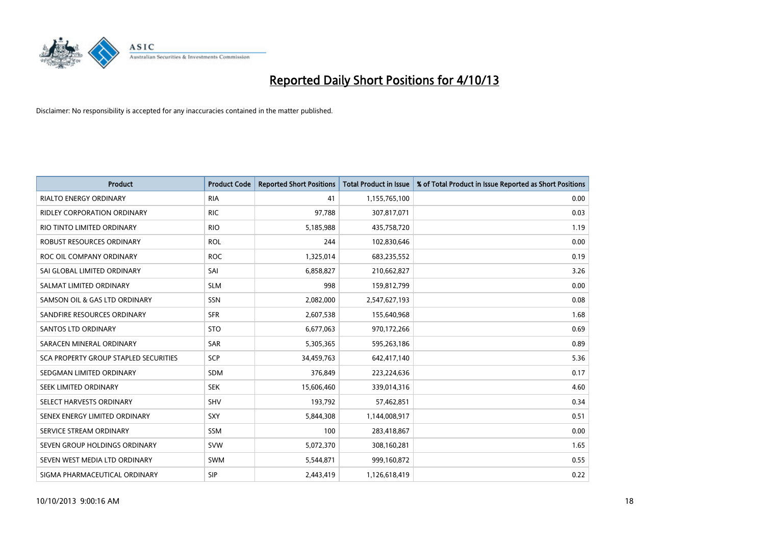# Reported Daily Short Positions for 4/10/13

Disclaimer: No responsibility is accepted for any inaccuracies contained in the matter published.

| Product | Product Code | Reported Short Positions | Total Product in Issue | % of Total Product in Issue Reported as Short Positions |
|---|---|---|---|---|
| RIALTO ENERGY ORDINARY | RIA | 41 | 1,155,765,100 | 0.00 |
| RIDLEY CORPORATION ORDINARY | RIC | 97,788 | 307,817,071 | 0.03 |
| RIO TINTO LIMITED ORDINARY | RIO | 5,185,988 | 435,758,720 | 1.19 |
| ROBUST RESOURCES ORDINARY | ROL | 244 | 102,830,646 | 0.00 |
| ROC OIL COMPANY ORDINARY | ROC | 1,325,014 | 683,235,552 | 0.19 |
| SAI GLOBAL LIMITED ORDINARY | SAI | 6,858,827 | 210,662,827 | 3.26 |
| SALMAT LIMITED ORDINARY | SLM | 998 | 159,812,799 | 0.00 |
| SAMSON OIL & GAS LTD ORDINARY | SSN | 2,082,000 | 2,547,627,193 | 0.08 |
| SANDFIRE RESOURCES ORDINARY | SFR | 2,607,538 | 155,640,968 | 1.68 |
| SANTOS LTD ORDINARY | STO | 6,677,063 | 970,172,266 | 0.69 |
| SARACEN MINERAL ORDINARY | SAR | 5,305,365 | 595,263,186 | 0.89 |
| SCA PROPERTY GROUP STAPLED SECURITIES | SCP | 34,459,763 | 642,417,140 | 5.36 |
| SEDGMAN LIMITED ORDINARY | SDM | 376,849 | 223,224,636 | 0.17 |
| SEEK LIMITED ORDINARY | SEK | 15,606,460 | 339,014,316 | 4.60 |
| SELECT HARVESTS ORDINARY | SHV | 193,792 | 57,462,851 | 0.34 |
| SENEX ENERGY LIMITED ORDINARY | SXY | 5,844,308 | 1,144,008,917 | 0.51 |
| SERVICE STREAM ORDINARY | SSM | 100 | 283,418,867 | 0.00 |
| SEVEN GROUP HOLDINGS ORDINARY | SVW | 5,072,370 | 308,160,281 | 1.65 |
| SEVEN WEST MEDIA LTD ORDINARY | SWM | 5,544,871 | 999,160,872 | 0.55 |
| SIGMA PHARMACEUTICAL ORDINARY | SIP | 2,443,419 | 1,126,618,419 | 0.22 |

10/10/2013 9:00:16 AM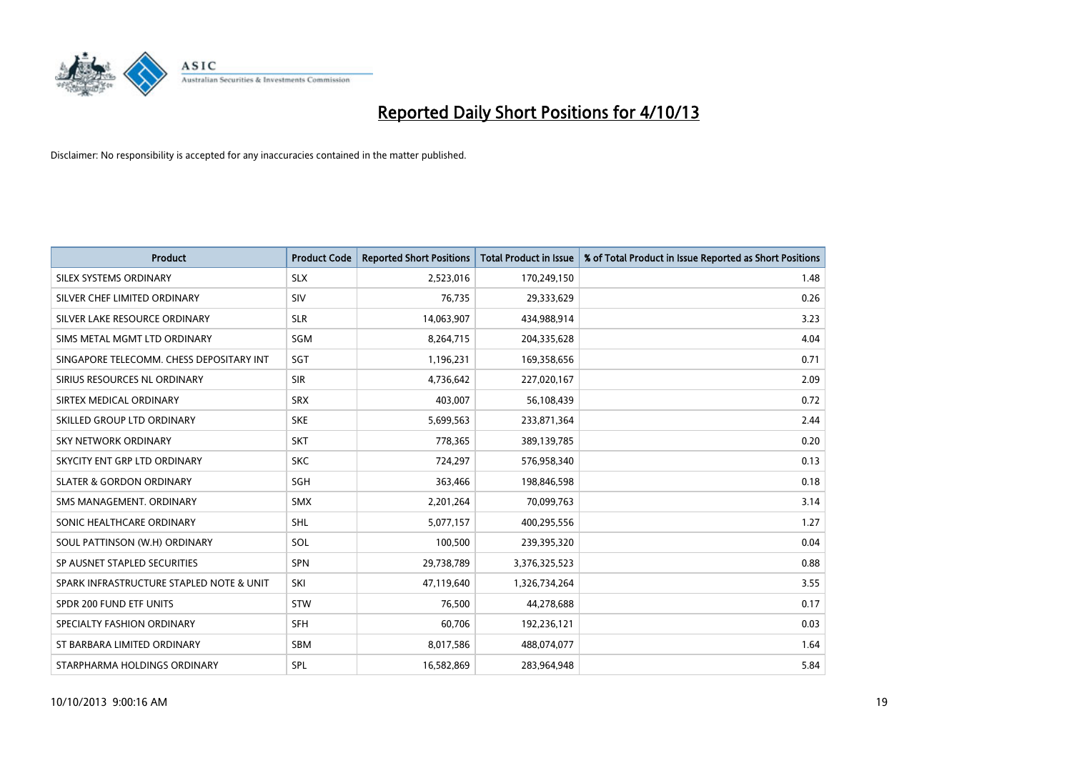# Reported Daily Short Positions for 4/10/13

Disclaimer: No responsibility is accepted for any inaccuracies contained in the matter published.

| Product | Product Code | Reported Short Positions | Total Product in Issue | % of Total Product in Issue Reported as Short Positions |
|---|---|---|---|---|
| SILEX SYSTEMS ORDINARY | SLX | 2,523,016 | 170,249,150 | 1.48 |
| SILVER CHEF LIMITED ORDINARY | SIV | 76,735 | 29,333,629 | 0.26 |
| SILVER LAKE RESOURCE ORDINARY | SLR | 14,063,907 | 434,988,914 | 3.23 |
| SIMS METAL MGMT LTD ORDINARY | SGM | 8,264,715 | 204,335,628 | 4.04 |
| SINGAPORE TELECOMM. CHESS DEPOSITARY INT | SGT | 1,196,231 | 169,358,656 | 0.71 |
| SIRIUS RESOURCES NL ORDINARY | SIR | 4,736,642 | 227,020,167 | 2.09 |
| SIRTEX MEDICAL ORDINARY | SRX | 403,007 | 56,108,439 | 0.72 |
| SKILLED GROUP LTD ORDINARY | SKE | 5,699,563 | 233,871,364 | 2.44 |
| SKY NETWORK ORDINARY | SKT | 778,365 | 389,139,785 | 0.20 |
| SKYCITY ENT GRP LTD ORDINARY | SKC | 724,297 | 576,958,340 | 0.13 |
| SLATER & GORDON ORDINARY | SGH | 363,466 | 198,846,598 | 0.18 |
| SMS MANAGEMENT. ORDINARY | SMX | 2,201,264 | 70,099,763 | 3.14 |
| SONIC HEALTHCARE ORDINARY | SHL | 5,077,157 | 400,295,556 | 1.27 |
| SOUL PATTINSON (W.H) ORDINARY | SOL | 100,500 | 239,395,320 | 0.04 |
| SP AUSNET STAPLED SECURITIES | SPN | 29,738,789 | 3,376,325,523 | 0.88 |
| SPARK INFRASTRUCTURE STAPLED NOTE & UNIT | SKI | 47,119,640 | 1,326,734,264 | 3.55 |
| SPDR 200 FUND ETF UNITS | STW | 76,500 | 44,278,688 | 0.17 |
| SPECIALTY FASHION ORDINARY | SFH | 60,706 | 192,236,121 | 0.03 |
| ST BARBARA LIMITED ORDINARY | SBM | 8,017,586 | 488,074,077 | 1.64 |
| STARPHARMA HOLDINGS ORDINARY | SPL | 16,582,869 | 283,964,948 | 5.84 |

10/10/2013 9:00:16 AM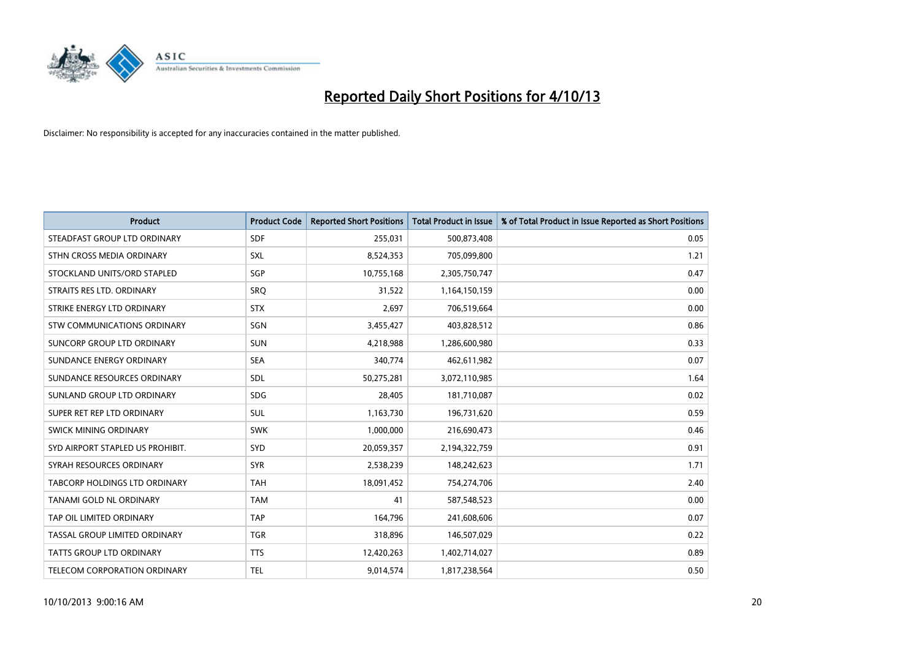# Reported Daily Short Positions for 4/10/13

Disclaimer: No responsibility is accepted for any inaccuracies contained in the matter published.

| Product | Product Code | Reported Short Positions | Total Product in Issue | % of Total Product in Issue Reported as Short Positions |
|---|---|---|---|---|
| STEADFAST GROUP LTD ORDINARY | SDF | 255,031 | 500,873,408 | 0.05 |
| STHN CROSS MEDIA ORDINARY | SXL | 8,524,353 | 705,099,800 | 1.21 |
| STOCKLAND UNITS/ORD STAPLED | SGP | 10,755,168 | 2,305,750,747 | 0.47 |
| STRAITS RES LTD. ORDINARY | SRQ | 31,522 | 1,164,150,159 | 0.00 |
| STRIKE ENERGY LTD ORDINARY | STX | 2,697 | 706,519,664 | 0.00 |
| STW COMMUNICATIONS ORDINARY | SGN | 3,455,427 | 403,828,512 | 0.86 |
| SUNCORP GROUP LTD ORDINARY | SUN | 4,218,988 | 1,286,600,980 | 0.33 |
| SUNDANCE ENERGY ORDINARY | SEA | 340,774 | 462,611,982 | 0.07 |
| SUNDANCE RESOURCES ORDINARY | SDL | 50,275,281 | 3,072,110,985 | 1.64 |
| SUNLAND GROUP LTD ORDINARY | SDG | 28,405 | 181,710,087 | 0.02 |
| SUPER RET REP LTD ORDINARY | SUL | 1,163,730 | 196,731,620 | 0.59 |
| SWICK MINING ORDINARY | SWK | 1,000,000 | 216,690,473 | 0.46 |
| SYD AIRPORT STAPLED US PROHIBIT. | SYD | 20,059,357 | 2,194,322,759 | 0.91 |
| SYRAH RESOURCES ORDINARY | SYR | 2,538,239 | 148,242,623 | 1.71 |
| TABCORP HOLDINGS LTD ORDINARY | TAH | 18,091,452 | 754,274,706 | 2.40 |
| TANAMI GOLD NL ORDINARY | TAM | 41 | 587,548,523 | 0.00 |
| TAP OIL LIMITED ORDINARY | TAP | 164,796 | 241,608,606 | 0.07 |
| TASSAL GROUP LIMITED ORDINARY | TGR | 318,896 | 146,507,029 | 0.22 |
| TATTS GROUP LTD ORDINARY | TTS | 12,420,263 | 1,402,714,027 | 0.89 |
| TELECOM CORPORATION ORDINARY | TEL | 9,014,574 | 1,817,238,564 | 0.50 |

10/10/2013 9:00:16 AM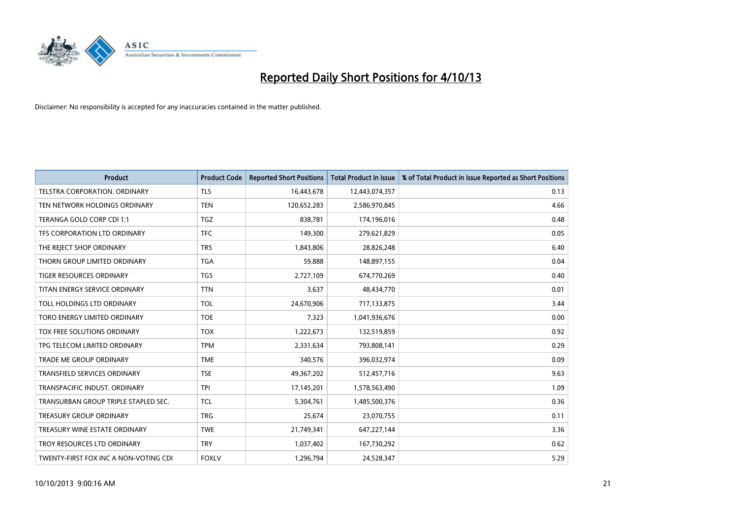# Reported Daily Short Positions for 4/10/13

Disclaimer: No responsibility is accepted for any inaccuracies contained in the matter published.

| Product | Product Code | Reported Short Positions | Total Product in Issue | % of Total Product in Issue Reported as Short Positions |
| --- | --- | --- | --- | --- |
| TELSTRA CORPORATION. ORDINARY | TLS | 16,443,678 | 12,443,074,357 | 0.13 |
| TEN NETWORK HOLDINGS ORDINARY | TEN | 120,652,283 | 2,586,970,845 | 4.66 |
| TERANGA GOLD CORP CDI 1:1 | TGZ | 838,781 | 174,196,016 | 0.48 |
| TFS CORPORATION LTD ORDINARY | TFC | 149,300 | 279,621,829 | 0.05 |
| THE REJECT SHOP ORDINARY | TRS | 1,843,806 | 28,826,248 | 6.40 |
| THORN GROUP LIMITED ORDINARY | TGA | 59,888 | 148,897,155 | 0.04 |
| TIGER RESOURCES ORDINARY | TGS | 2,727,109 | 674,770,269 | 0.40 |
| TITAN ENERGY SERVICE ORDINARY | TTN | 3,637 | 48,434,770 | 0.01 |
| TOLL HOLDINGS LTD ORDINARY | TOL | 24,670,906 | 717,133,875 | 3.44 |
| TORO ENERGY LIMITED ORDINARY | TOE | 7,323 | 1,041,936,676 | 0.00 |
| TOX FREE SOLUTIONS ORDINARY | TOX | 1,222,673 | 132,519,859 | 0.92 |
| TPG TELECOM LIMITED ORDINARY | TPM | 2,331,634 | 793,808,141 | 0.29 |
| TRADE ME GROUP ORDINARY | TME | 340,576 | 396,032,974 | 0.09 |
| TRANSFIELD SERVICES ORDINARY | TSE | 49,367,202 | 512,457,716 | 9.63 |
| TRANSPACIFIC INDUST. ORDINARY | TPI | 17,145,201 | 1,578,563,490 | 1.09 |
| TRANSURBAN GROUP TRIPLE STAPLED SEC. | TCL | 5,304,761 | 1,485,500,376 | 0.36 |
| TREASURY GROUP ORDINARY | TRG | 25,674 | 23,070,755 | 0.11 |
| TREASURY WINE ESTATE ORDINARY | TWE | 21,749,341 | 647,227,144 | 3.36 |
| TROY RESOURCES LTD ORDINARY | TRY | 1,037,402 | 167,730,292 | 0.62 |
| TWENTY-FIRST FOX INC A NON-VOTING CDI | FOXLV | 1,296,794 | 24,528,347 | 5.29 |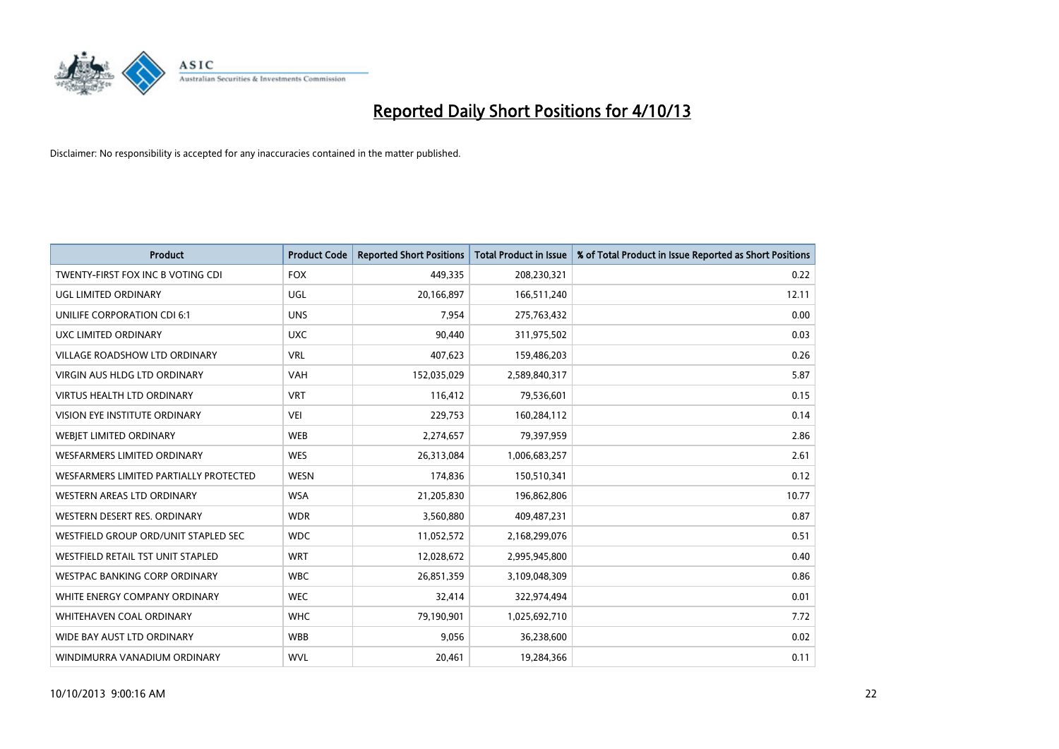# Reported Daily Short Positions for 4/10/13

Disclaimer: No responsibility is accepted for any inaccuracies contained in the matter published.

| Product | Product Code | Reported Short Positions | Total Product in Issue | % of Total Product in Issue Reported as Short Positions |
|---|---|---|---|---|
| TWENTY-FIRST FOX INC B VOTING CDI | FOX | 449,335 | 208,230,321 | 0.22 |
| UGL LIMITED ORDINARY | UGL | 20,166,897 | 166,511,240 | 12.11 |
| UNILIFE CORPORATION CDI 6:1 | UNS | 7,954 | 275,763,432 | 0.00 |
| UXC LIMITED ORDINARY | UXC | 90,440 | 311,975,502 | 0.03 |
| VILLAGE ROADSHOW LTD ORDINARY | VRL | 407,623 | 159,486,203 | 0.26 |
| VIRGIN AUS HLDG LTD ORDINARY | VAH | 152,035,029 | 2,589,840,317 | 5.87 |
| VIRTUS HEALTH LTD ORDINARY | VRT | 116,412 | 79,536,601 | 0.15 |
| VISION EYE INSTITUTE ORDINARY | VEI | 229,753 | 160,284,112 | 0.14 |
| WEBJET LIMITED ORDINARY | WEB | 2,274,657 | 79,397,959 | 2.86 |
| WESFARMERS LIMITED ORDINARY | WES | 26,313,084 | 1,006,683,257 | 2.61 |
| WESFARMERS LIMITED PARTIALLY PROTECTED | WESN | 174,836 | 150,510,341 | 0.12 |
| WESTERN AREAS LTD ORDINARY | WSA | 21,205,830 | 196,862,806 | 10.77 |
| WESTERN DESERT RES. ORDINARY | WDR | 3,560,880 | 409,487,231 | 0.87 |
| WESTFIELD GROUP ORD/UNIT STAPLED SEC | WDC | 11,052,572 | 2,168,299,076 | 0.51 |
| WESTFIELD RETAIL TST UNIT STAPLED | WRT | 12,028,672 | 2,995,945,800 | 0.40 |
| WESTPAC BANKING CORP ORDINARY | WBC | 26,851,359 | 3,109,048,309 | 0.86 |
| WHITE ENERGY COMPANY ORDINARY | WEC | 32,414 | 322,974,494 | 0.01 |
| WHITEHAVEN COAL ORDINARY | WHC | 79,190,901 | 1,025,692,710 | 7.72 |
| WIDE BAY AUST LTD ORDINARY | WBB | 9,056 | 36,238,600 | 0.02 |
| WINDIMURRA VANADIUM ORDINARY | WVL | 20,461 | 19,284,366 | 0.11 |

10/10/2013 9:00:16 AM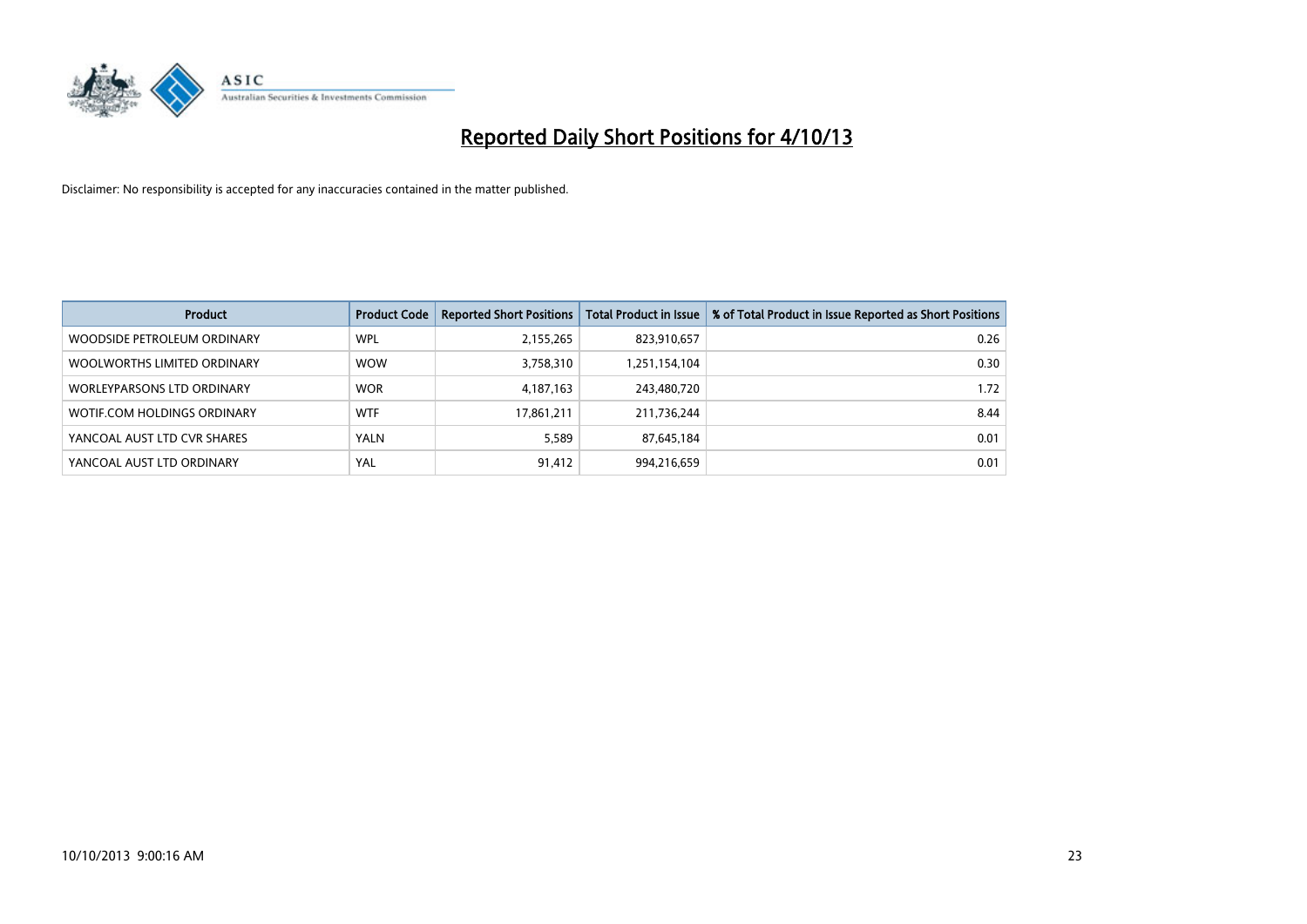# Reported Daily Short Positions for 4/10/13

Disclaimer: No responsibility is accepted for any inaccuracies contained in the matter published.

| Product | Product Code | Reported Short Positions | Total Product in Issue | % of Total Product in Issue Reported as Short Positions |
|---|---|---|---|---|
| WOODSIDE PETROLEUM ORDINARY | WPL | 2,155,265 | 823,910,657 | 0.26 |
| WOOLWORTHS LIMITED ORDINARY | WOW | 3,758,310 | 1,251,154,104 | 0.30 |
| WORLEYPARSONS LTD ORDINARY | WOR | 4,187,163 | 243,480,720 | 1.72 |
| WOTIF.COM HOLDINGS ORDINARY | WTF | 17,861,211 | 211,736,244 | 8.44 |
| YANCOAL AUST LTD CVR SHARES | YALN | 5,589 | 87,645,184 | 0.01 |
| YANCOAL AUST LTD ORDINARY | YAL | 91,412 | 994,216,659 | 0.01 |

10/10/2013 9:00:16 AM